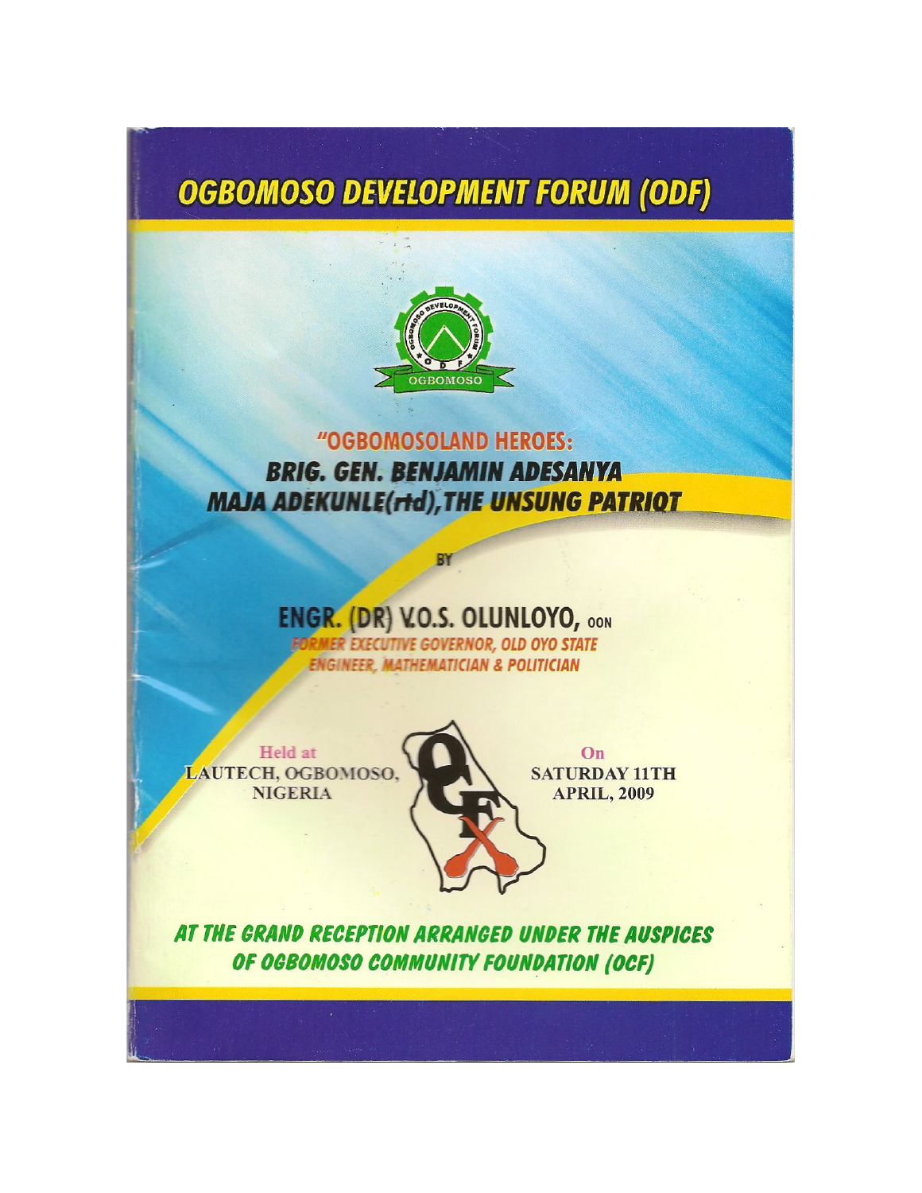# OGBOMOSO DEVELOPMENT FORUM (ODF)

OGBOMOSO

## "OGBOMOSOLAND HEROES: BRIG. GEN. BENJAMIN ADESANYA MAJA ADEKUNLE(rtd), THE UNSUNG PATRIOT

BY

### ENGR. (DR) V.O.S. OLUNLOYO, OON

*FORMER EXECUTIVE GOVERNOR, OLD OYO STATE*
*ENGINEER, MATHEMATICIAN & POLITICIAN*

Held at
LAUTECH, OGBOMOSO, NIGERIA

On
SATURDAY 11TH APRIL, 2009

***AT THE GRAND RECEPTION ARRANGED UNDER THE AUSPICES OF OGBOMOSO COMMUNITY FOUNDATION (OCF)***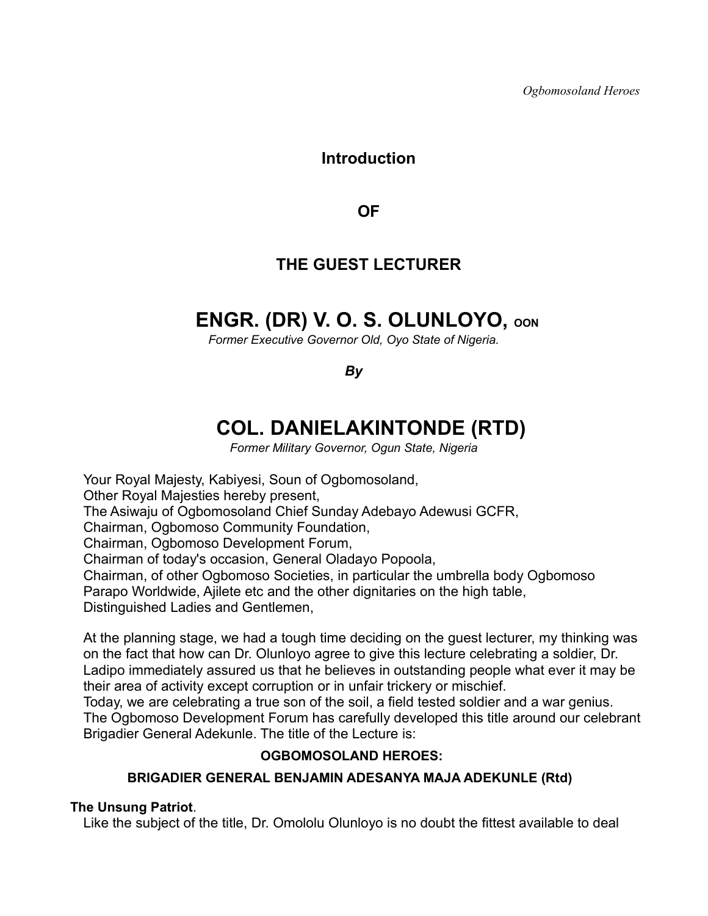## Introduction

## OF

## THE GUEST LECTURER

# ENGR. (DR) V. O. S. OLUNLOYO, OON

*Former Executive Governor Old, Oyo State of Nigeria.*

***By***

# COL. DANIELAKINTONDE (RTD)

*Former Military Governor, Ogun State, Nigeria*

Your Royal Majesty, Kabiyesi, Soun of Ogbomosoland,
Other Royal Majesties hereby present,
The Asiwaju of Ogbomosoland Chief Sunday Adebayo Adewusi GCFR,
Chairman, Ogbomoso Community Foundation,
Chairman, Ogbomoso Development Forum,
Chairman of today's occasion, General Oladayo Popoola,
Chairman, of other Ogbomoso Societies, in particular the umbrella body Ogbomoso Parapo Worldwide, Ajilete etc and the other dignitaries on the high table,
Distinguished Ladies and Gentlemen,

At the planning stage, we had a tough time deciding on the guest lecturer, my thinking was on the fact that how can Dr. Olunloyo agree to give this lecture celebrating a soldier, Dr. Ladipo immediately assured us that he believes in outstanding people what ever it may be their area of activity except corruption or in unfair trickery or mischief.
Today, we are celebrating a true son of the soil, a field tested soldier and a war genius. The Ogbomoso Development Forum has carefully developed this title around our celebrant Brigadier General Adekunle. The title of the Lecture is:

**OGBOMOSOLAND HEROES:**

**BRIGADIER GENERAL BENJAMIN ADESANYA MAJA ADEKUNLE (Rtd)**

**The Unsung Patriot**.
Like the subject of the title, Dr. Omololu Olunloyo is no doubt the fittest available to deal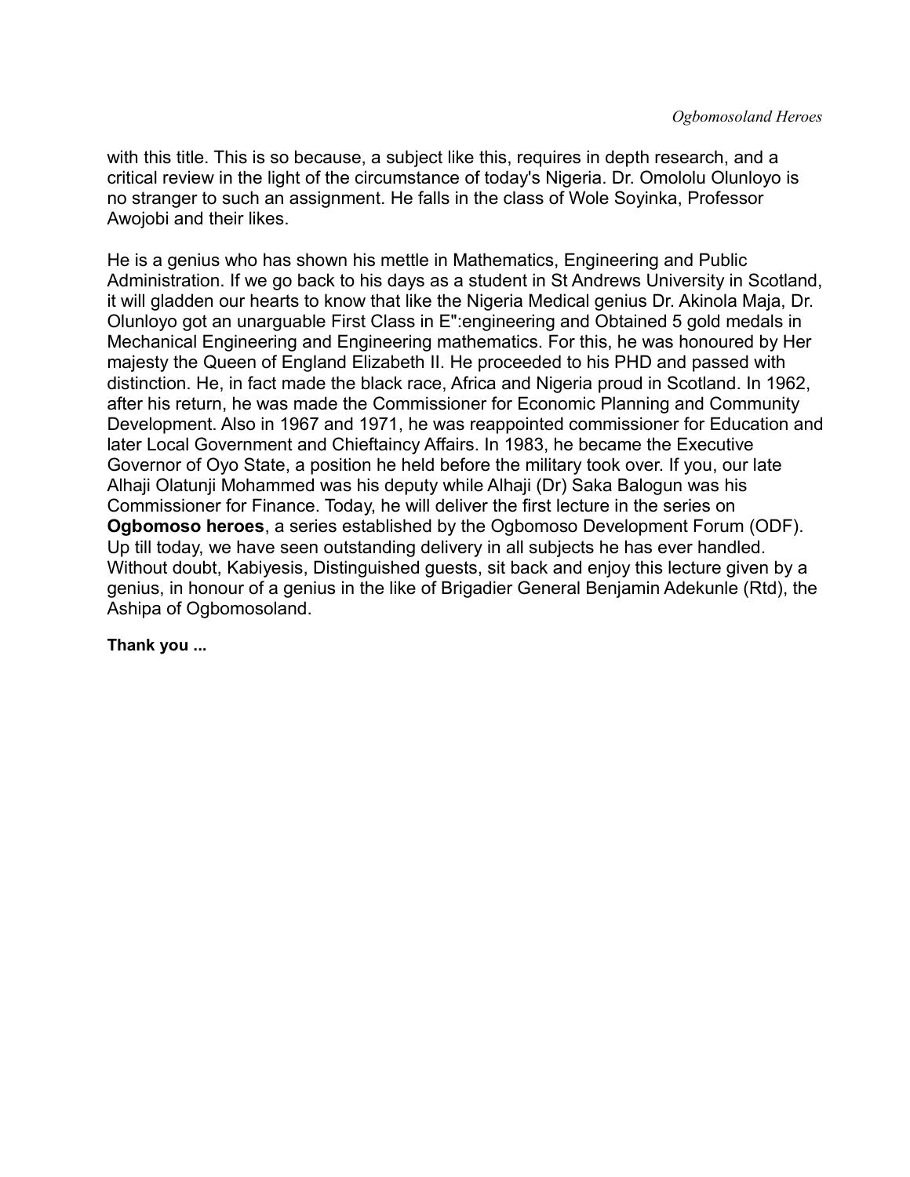with this title. This is so because, a subject like this, requires in depth research, and a critical review in the light of the circumstance of today's Nigeria. Dr. Omololu Olunloyo is no stranger to such an assignment. He falls in the class of Wole Soyinka, Professor Awojobi and their likes.

He is a genius who has shown his mettle in Mathematics, Engineering and Public Administration. If we go back to his days as a student in St Andrews University in Scotland, it will gladden our hearts to know that like the Nigeria Medical genius Dr. Akinola Maja, Dr. Olunloyo got an unarguable First Class in E":engineering and Obtained 5 gold medals in Mechanical Engineering and Engineering mathematics. For this, he was honoured by Her majesty the Queen of England Elizabeth II. He proceeded to his PHD and passed with distinction. He, in fact made the black race, Africa and Nigeria proud in Scotland. In 1962, after his return, he was made the Commissioner for Economic Planning and Community Development. Also in 1967 and 1971, he was reappointed commissioner for Education and later Local Government and Chieftaincy Affairs. In 1983, he became the Executive Governor of Oyo State, a position he held before the military took over. If you, our late Alhaji Olatunji Mohammed was his deputy while Alhaji (Dr) Saka Balogun was his Commissioner for Finance. Today, he will deliver the first lecture in the series on **Ogbomoso heroes**, a series established by the Ogbomoso Development Forum (ODF). Up till today, we have seen outstanding delivery in all subjects he has ever handled. Without doubt, Kabiyesis, Distinguished guests, sit back and enjoy this lecture given by a genius, in honour of a genius in the like of Brigadier General Benjamin Adekunle (Rtd), the Ashipa of Ogbomosoland.

**Thank you ...**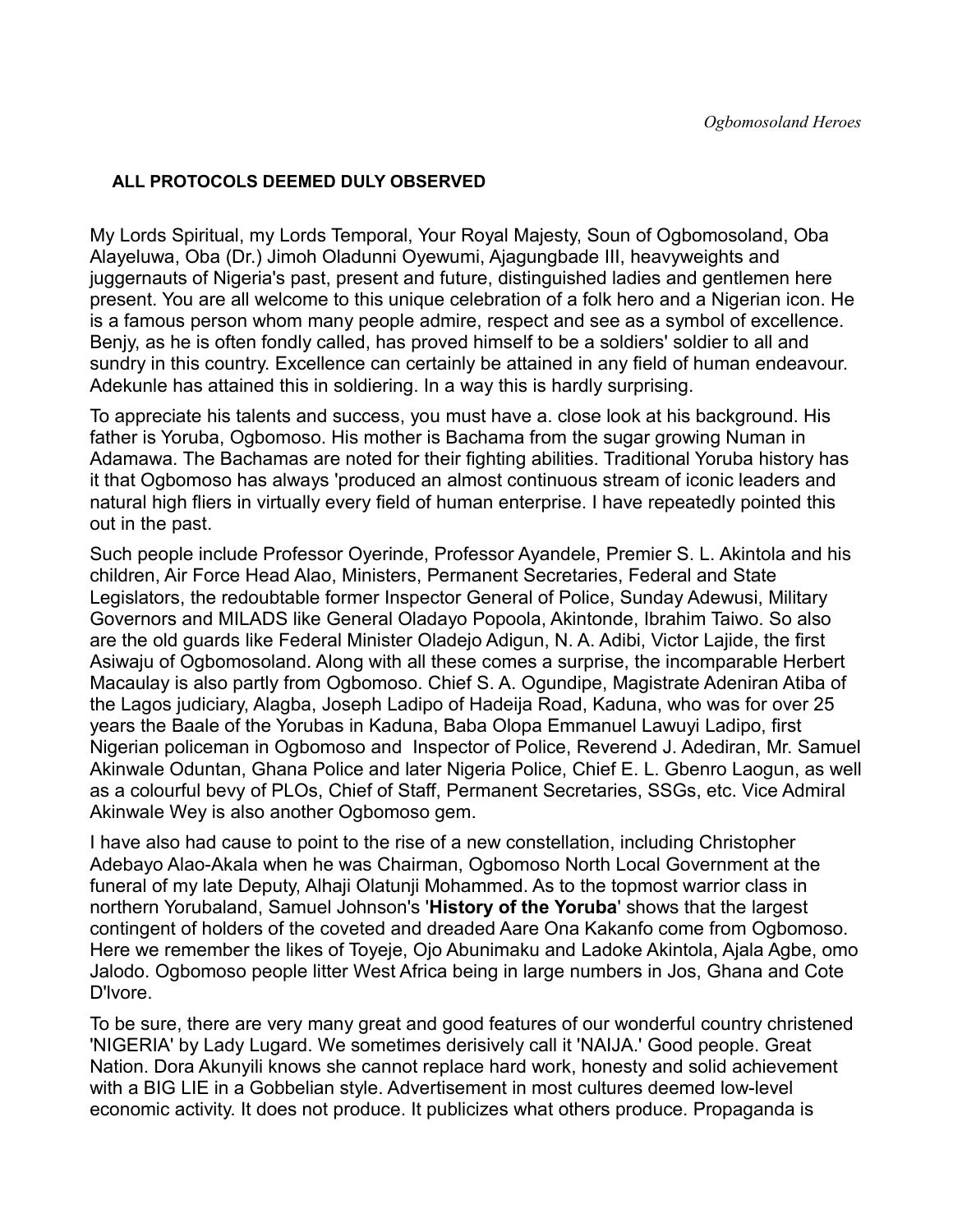**ALL PROTOCOLS DEEMED DULY OBSERVED**

My Lords Spiritual, my Lords Temporal, Your Royal Majesty, Soun of Ogbomosoland, Oba Alayeluwa, Oba (Dr.) Jimoh Oladunni Oyewumi, Ajagungbade III, heavyweights and juggernauts of Nigeria's past, present and future, distinguished ladies and gentlemen here present. You are all welcome to this unique celebration of a folk hero and a Nigerian icon. He is a famous person whom many people admire, respect and see as a symbol of excellence. Benjy, as he is often fondly called, has proved himself to be a soldiers' soldier to all and sundry in this country. Excellence can certainly be attained in any field of human endeavour. Adekunle has attained this in soldiering. In a way this is hardly surprising.

To appreciate his talents and success, you must have a. close look at his background. His father is Yoruba, Ogbomoso. His mother is Bachama from the sugar growing Numan in Adamawa. The Bachamas are noted for their fighting abilities. Traditional Yoruba history has it that Ogbomoso has always 'produced an almost continuous stream of iconic leaders and natural high fliers in virtually every field of human enterprise. I have repeatedly pointed this out in the past.

Such people include Professor Oyerinde, Professor Ayandele, Premier S. L. Akintola and his children, Air Force Head Alao, Ministers, Permanent Secretaries, Federal and State Legislators, the redoubtable former Inspector General of Police, Sunday Adewusi, Military Governors and MILADS like General Oladayo Popoola, Akintonde, Ibrahim Taiwo. So also are the old guards like Federal Minister Oladejo Adigun, N. A. Adibi, Victor Lajide, the first Asiwaju of Ogbomosoland. Along with all these comes a surprise, the incomparable Herbert Macaulay is also partly from Ogbomoso. Chief S. A. Ogundipe, Magistrate Adeniran Atiba of the Lagos judiciary, Alagba, Joseph Ladipo of Hadeija Road, Kaduna, who was for over 25 years the Baale of the Yorubas in Kaduna, Baba Olopa Emmanuel Lawuyi Ladipo, first Nigerian policeman in Ogbomoso and Inspector of Police, Reverend J. Adediran, Mr. Samuel Akinwale Oduntan, Ghana Police and later Nigeria Police, Chief E. L. Gbenro Laogun, as well as a colourful bevy of PLOs, Chief of Staff, Permanent Secretaries, SSGs, etc. Vice Admiral Akinwale Wey is also another Ogbomoso gem.

I have also had cause to point to the rise of a new constellation, including Christopher Adebayo Alao-Akala when he was Chairman, Ogbomoso North Local Government at the funeral of my late Deputy, Alhaji Olatunji Mohammed. As to the topmost warrior class in northern Yorubaland, Samuel Johnson's '**History of the Yoruba**' shows that the largest contingent of holders of the coveted and dreaded Aare Ona Kakanfo come from Ogbomoso. Here we remember the likes of Toyeje, Ojo Abunimaku and Ladoke Akintola, Ajala Agbe, omo Jalodo. Ogbomoso people litter West Africa being in large numbers in Jos, Ghana and Cote D'Ivore.

To be sure, there are very many great and good features of our wonderful country christened 'NIGERIA' by Lady Lugard. We sometimes derisively call it 'NAIJA.' Good people. Great Nation. Dora Akunyili knows she cannot replace hard work, honesty and solid achievement with a BIG LIE in a Gobbelian style. Advertisement in most cultures deemed low-level economic activity. It does not produce. It publicizes what others produce. Propaganda is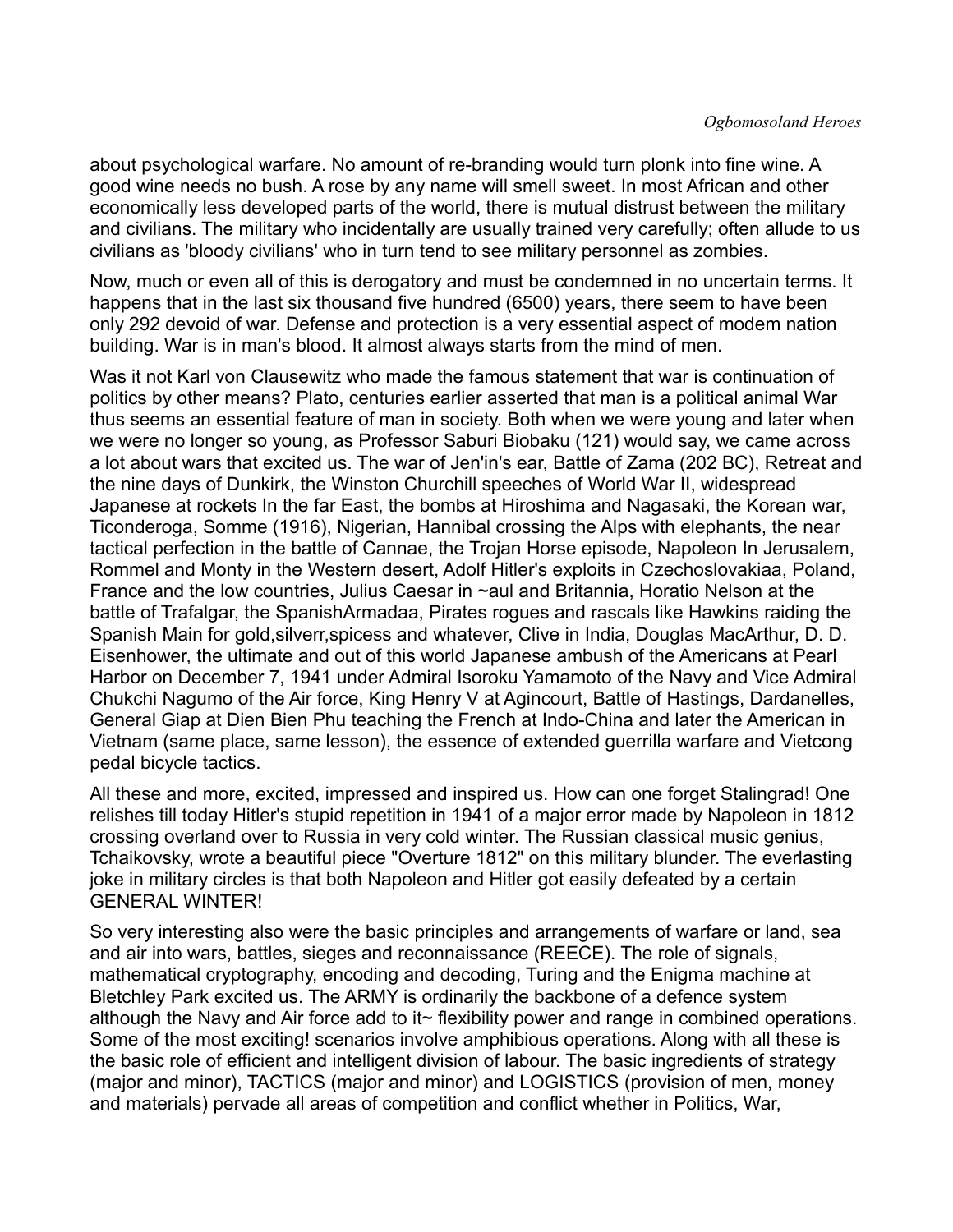about psychological warfare. No amount of re-branding would turn plonk into fine wine. A good wine needs no bush. A rose by any name will smell sweet. In most African and other economically less developed parts of the world, there is mutual distrust between the military and civilians. The military who incidentally are usually trained very carefully; often allude to us civilians as 'bloody civilians' who in turn tend to see military personnel as zombies.

Now, much or even all of this is derogatory and must be condemned in no uncertain terms. It happens that in the last six thousand five hundred (6500) years, there seem to have been only 292 devoid of war. Defense and protection is a very essential aspect of modem nation building. War is in man's blood. It almost always starts from the mind of men.

Was it not Karl von Clausewitz who made the famous statement that war is continuation of politics by other means? Plato, centuries earlier asserted that man is a political animal War thus seems an essential feature of man in society. Both when we were young and later when we were no longer so young, as Professor Saburi Biobaku (121) would say, we came across a lot about wars that excited us. The war of Jen'in's ear, Battle of Zama (202 BC), Retreat and the nine days of Dunkirk, the Winston Churchill speeches of World War II, widespread Japanese at rockets In the far East, the bombs at Hiroshima and Nagasaki, the Korean war, Ticonderoga, Somme (1916), Nigerian, Hannibal crossing the Alps with elephants, the near tactical perfection in the battle of Cannae, the Trojan Horse episode, Napoleon In Jerusalem, Rommel and Monty in the Western desert, Adolf Hitler's exploits in Czechoslovakiaa, Poland, France and the low countries, Julius Caesar in ~aul and Britannia, Horatio Nelson at the battle of Trafalgar, the SpanishArmadaa, Pirates rogues and rascals like Hawkins raiding the Spanish Main for gold,silverr,spicess and whatever, Clive in India, Douglas MacArthur, D. D. Eisenhower, the ultimate and out of this world Japanese ambush of the Americans at Pearl Harbor on December 7, 1941 under Admiral Isoroku Yamamoto of the Navy and Vice Admiral Chukchi Nagumo of the Air force, King Henry V at Agincourt, Battle of Hastings, Dardanelles, General Giap at Dien Bien Phu teaching the French at Indo-China and later the American in Vietnam (same place, same lesson), the essence of extended guerrilla warfare and Vietcong pedal bicycle tactics.

All these and more, excited, impressed and inspired us. How can one forget Stalingrad! One relishes till today Hitler's stupid repetition in 1941 of a major error made by Napoleon in 1812 crossing overland over to Russia in very cold winter. The Russian classical music genius, Tchaikovsky, wrote a beautiful piece "Overture 1812" on this military blunder. The everlasting joke in military circles is that both Napoleon and Hitler got easily defeated by a certain GENERAL WINTER!

So very interesting also were the basic principles and arrangements of warfare or land, sea and air into wars, battles, sieges and reconnaissance (REECE). The role of signals, mathematical cryptography, encoding and decoding, Turing and the Enigma machine at Bletchley Park excited us. The ARMY is ordinarily the backbone of a defence system although the Navy and Air force add to it~ flexibility power and range in combined operations. Some of the most exciting! scenarios involve amphibious operations. Along with all these is the basic role of efficient and intelligent division of labour. The basic ingredients of strategy (major and minor), TACTICS (major and minor) and LOGISTICS (provision of men, money and materials) pervade all areas of competition and conflict whether in Politics, War,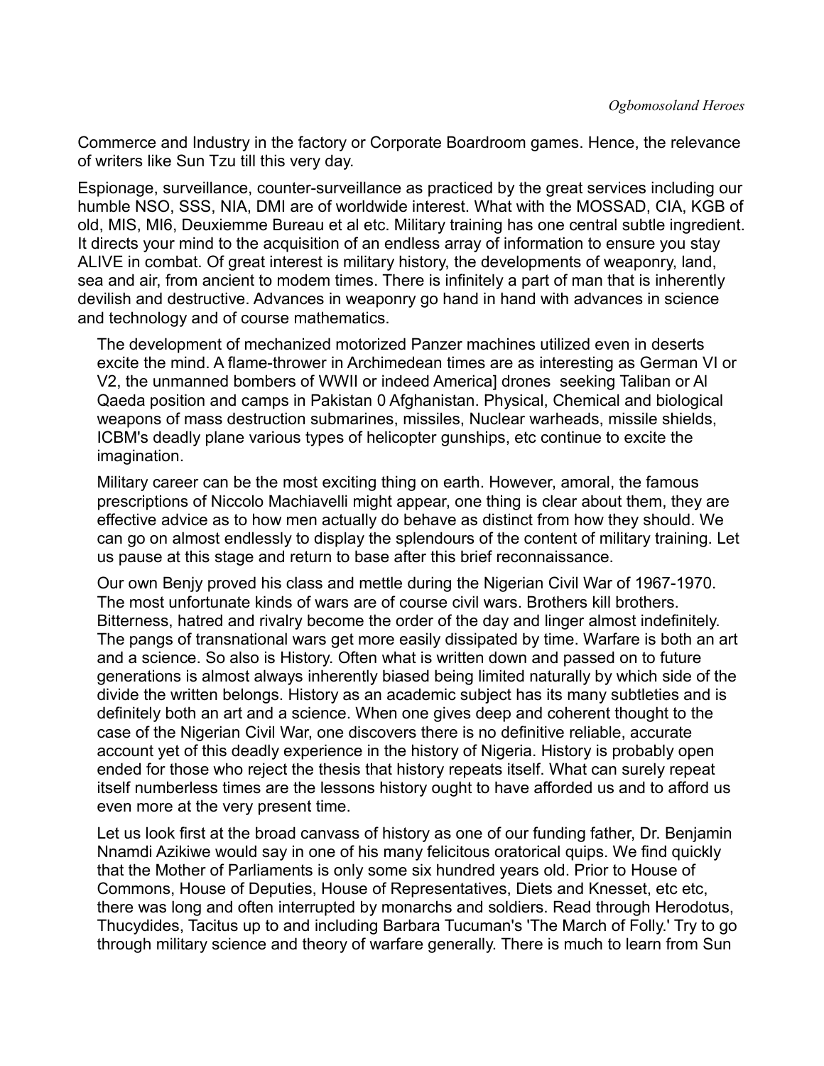Commerce and Industry in the factory or Corporate Boardroom games. Hence, the relevance of writers like Sun Tzu till this very day.

Espionage, surveillance, counter-surveillance as practiced by the great services including our humble NSO, SSS, NIA, DMI are of worldwide interest. What with the MOSSAD, CIA, KGB of old, MIS, MI6, Deuxiemme Bureau et al etc. Military training has one central subtle ingredient. It directs your mind to the acquisition of an endless array of information to ensure you stay ALIVE in combat. Of great interest is military history, the developments of weaponry, land, sea and air, from ancient to modem times. There is infinitely a part of man that is inherently devilish and destructive. Advances in weaponry go hand in hand with advances in science and technology and of course mathematics.

The development of mechanized motorized Panzer machines utilized even in deserts excite the mind. A flame-thrower in Archimedean times are as interesting as German VI or V2, the unmanned bombers of WWII or indeed America] drones seeking Taliban or Al Qaeda position and camps in Pakistan 0 Afghanistan. Physical, Chemical and biological weapons of mass destruction submarines, missiles, Nuclear warheads, missile shields, ICBM's deadly plane various types of helicopter gunships, etc continue to excite the imagination.

Military career can be the most exciting thing on earth. However, amoral, the famous prescriptions of Niccolo Machiavelli might appear, one thing is clear about them, they are effective advice as to how men actually do behave as distinct from how they should. We can go on almost endlessly to display the splendours of the content of military training. Let us pause at this stage and return to base after this brief reconnaissance.

Our own Benjy proved his class and mettle during the Nigerian Civil War of 1967-1970. The most unfortunate kinds of wars are of course civil wars. Brothers kill brothers. Bitterness, hatred and rivalry become the order of the day and linger almost indefinitely. The pangs of transnational wars get more easily dissipated by time. Warfare is both an art and a science. So also is History. Often what is written down and passed on to future generations is almost always inherently biased being limited naturally by which side of the divide the written belongs. History as an academic subject has its many subtleties and is definitely both an art and a science. When one gives deep and coherent thought to the case of the Nigerian Civil War, one discovers there is no definitive reliable, accurate account yet of this deadly experience in the history of Nigeria. History is probably open ended for those who reject the thesis that history repeats itself. What can surely repeat itself numberless times are the lessons history ought to have afforded us and to afford us even more at the very present time.

Let us look first at the broad canvass of history as one of our funding father, Dr. Benjamin Nnamdi Azikiwe would say in one of his many felicitous oratorical quips. We find quickly that the Mother of Parliaments is only some six hundred years old. Prior to House of Commons, House of Deputies, House of Representatives, Diets and Knesset, etc etc, there was long and often interrupted by monarchs and soldiers. Read through Herodotus, Thucydides, Tacitus up to and including Barbara Tucuman's 'The March of Folly.' Try to go through military science and theory of warfare generally. There is much to learn from Sun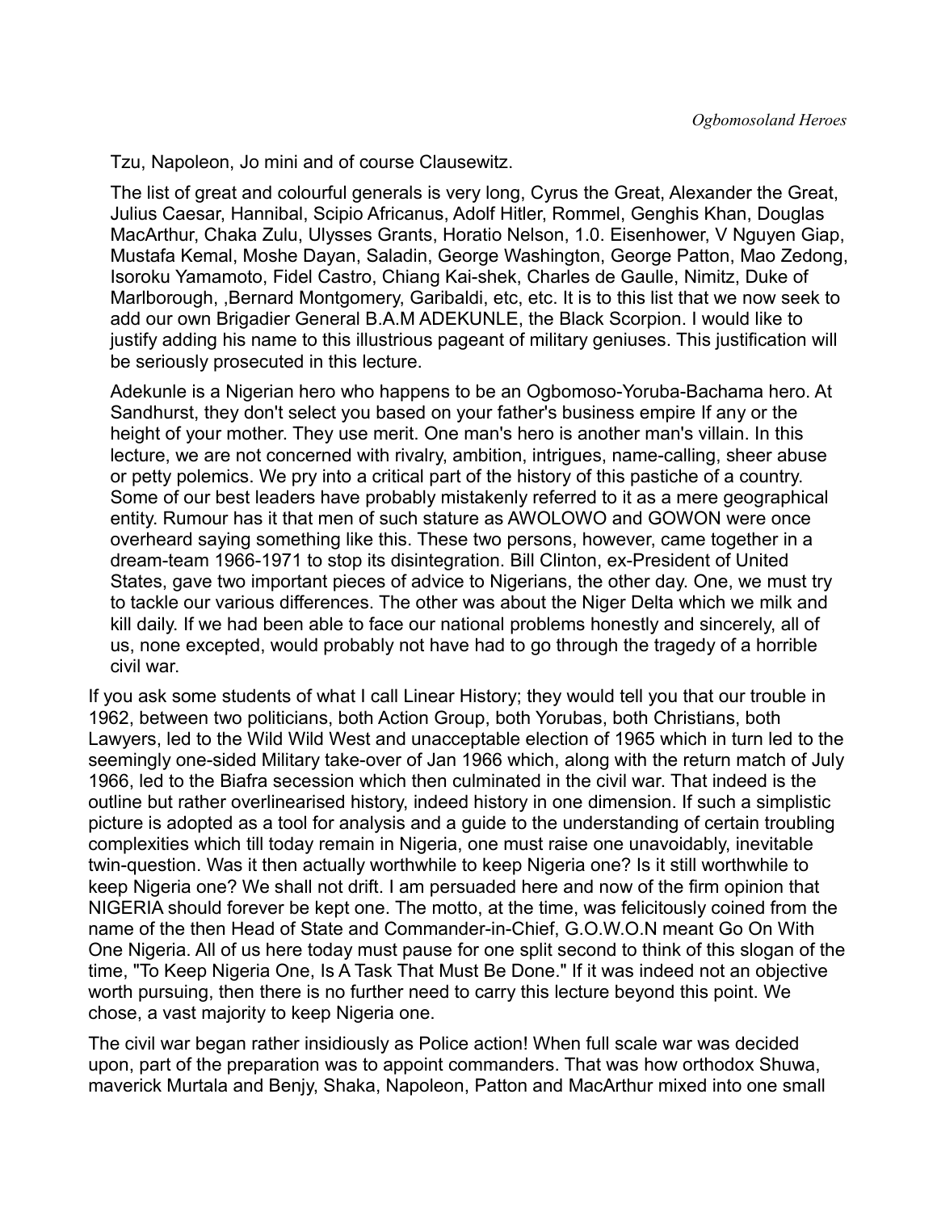Tzu, Napoleon, Jo mini and of course Clausewitz.

The list of great and colourful generals is very long, Cyrus the Great, Alexander the Great, Julius Caesar, Hannibal, Scipio Africanus, Adolf Hitler, Rommel, Genghis Khan, Douglas MacArthur, Chaka Zulu, Ulysses Grants, Horatio Nelson, 1.0. Eisenhower, V Nguyen Giap, Mustafa Kemal, Moshe Dayan, Saladin, George Washington, George Patton, Mao Zedong, Isoroku Yamamoto, Fidel Castro, Chiang Kai-shek, Charles de Gaulle, Nimitz, Duke of Marlborough, ,Bernard Montgomery, Garibaldi, etc, etc. It is to this list that we now seek to add our own Brigadier General B.A.M ADEKUNLE, the Black Scorpion. I would like to justify adding his name to this illustrious pageant of military geniuses. This justification will be seriously prosecuted in this lecture.

Adekunle is a Nigerian hero who happens to be an Ogbomoso-Yoruba-Bachama hero. At Sandhurst, they don't select you based on your father's business empire If any or the height of your mother. They use merit. One man's hero is another man's villain. In this lecture, we are not concerned with rivalry, ambition, intrigues, name-calling, sheer abuse or petty polemics. We pry into a critical part of the history of this pastiche of a country. Some of our best leaders have probably mistakenly referred to it as a mere geographical entity. Rumour has it that men of such stature as AWOLOWO and GOWON were once overheard saying something like this. These two persons, however, came together in a dream-team 1966-1971 to stop its disintegration. Bill Clinton, ex-President of United States, gave two important pieces of advice to Nigerians, the other day. One, we must try to tackle our various differences. The other was about the Niger Delta which we milk and kill daily. If we had been able to face our national problems honestly and sincerely, all of us, none excepted, would probably not have had to go through the tragedy of a horrible civil war.

If you ask some students of what I call Linear History; they would tell you that our trouble in 1962, between two politicians, both Action Group, both Yorubas, both Christians, both Lawyers, led to the Wild Wild West and unacceptable election of 1965 which in turn led to the seemingly one-sided Military take-over of Jan 1966 which, along with the return match of July 1966, led to the Biafra secession which then culminated in the civil war. That indeed is the outline but rather overlinearised history, indeed history in one dimension. If such a simplistic picture is adopted as a tool for analysis and a guide to the understanding of certain troubling complexities which till today remain in Nigeria, one must raise one unavoidably, inevitable twin-question. Was it then actually worthwhile to keep Nigeria one? Is it still worthwhile to keep Nigeria one? We shall not drift. I am persuaded here and now of the firm opinion that NIGERIA should forever be kept one. The motto, at the time, was felicitously coined from the name of the then Head of State and Commander-in-Chief, G.O.W.O.N meant Go On With One Nigeria. All of us here today must pause for one split second to think of this slogan of the time, "To Keep Nigeria One, Is A Task That Must Be Done." If it was indeed not an objective worth pursuing, then there is no further need to carry this lecture beyond this point. We chose, a vast majority to keep Nigeria one.

The civil war began rather insidiously as Police action! When full scale war was decided upon, part of the preparation was to appoint commanders. That was how orthodox Shuwa, maverick Murtala and Benjy, Shaka, Napoleon, Patton and MacArthur mixed into one small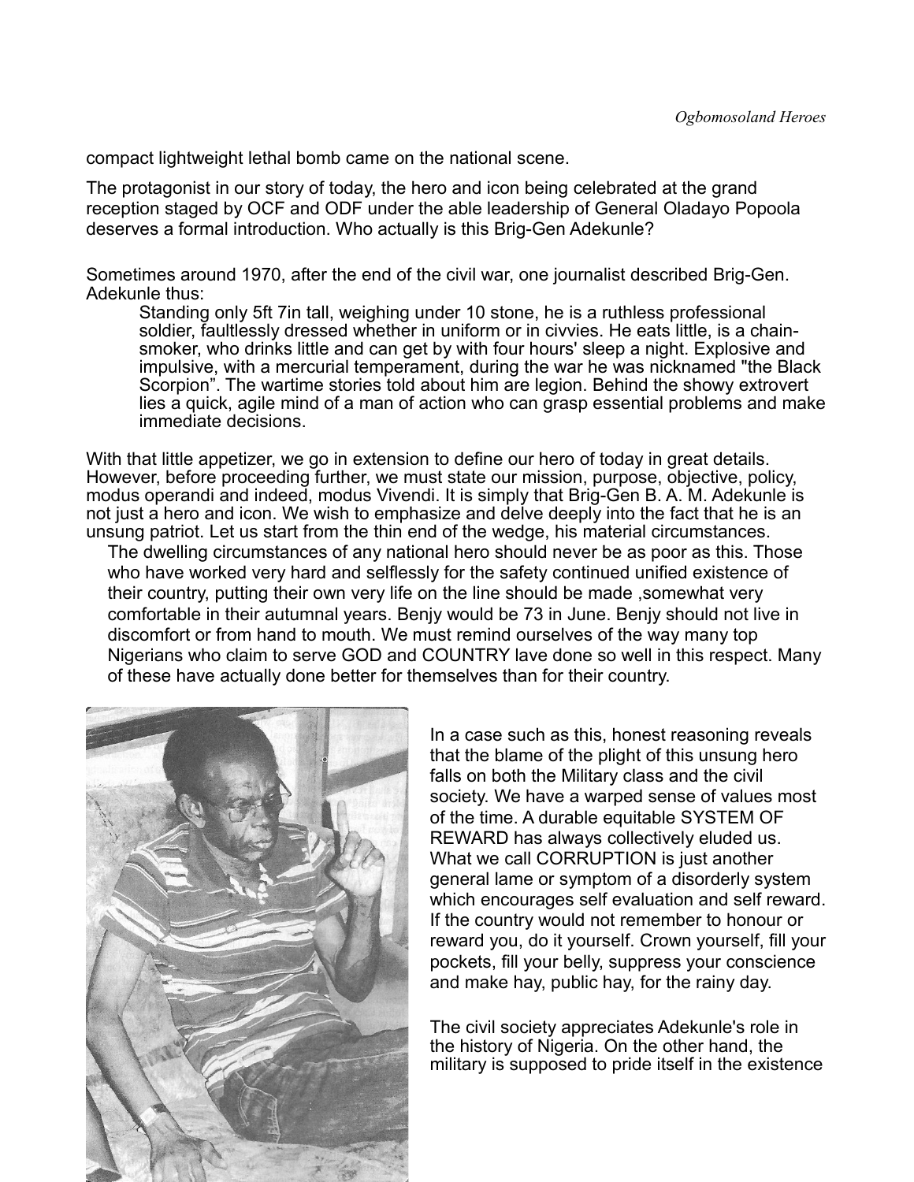compact lightweight lethal bomb came on the national scene.

The protagonist in our story of today, the hero and icon being celebrated at the grand reception staged by OCF and ODF under the able leadership of General Oladayo Popoola deserves a formal introduction. Who actually is this Brig-Gen Adekunle?

Sometimes around 1970, after the end of the civil war, one journalist described Brig-Gen. Adekunle thus:

> Standing only 5ft 7in tall, weighing under 10 stone, he is a ruthless professional soldier, faultlessly dressed whether in uniform or in civvies. He eats little, is a chain-smoker, who drinks little and can get by with four hours' sleep a night. Explosive and impulsive, with a mercurial temperament, during the war he was nicknamed "the Black Scorpion". The wartime stories told about him are legion. Behind the showy extrovert lies a quick, agile mind of a man of action who can grasp essential problems and make immediate decisions.

With that little appetizer, we go in extension to define our hero of today in great details. However, before proceeding further, we must state our mission, purpose, objective, policy, modus operandi and indeed, modus Vivendi. It is simply that Brig-Gen B. A. M. Adekunle is not just a hero and icon. We wish to emphasize and delve deeply into the fact that he is an unsung patriot. Let us start from the thin end of the wedge, his material circumstances.

The dwelling circumstances of any national hero should never be as poor as this. Those who have worked very hard and selflessly for the safety continued unified existence of their country, putting their own very life on the line should be made ,somewhat very comfortable in their autumnal years. Benjy would be 73 in June. Benjy should not live in discomfort or from hand to mouth. We must remind ourselves of the way many top Nigerians who claim to serve GOD and COUNTRY lave done so well in this respect. Many of these have actually done better for themselves than for their country.

In a case such as this, honest reasoning reveals that the blame of the plight of this unsung hero falls on both the Military class and the civil society. We have a warped sense of values most of the time. A durable equitable SYSTEM OF REWARD has always collectively eluded us. What we call CORRUPTION is just another general lame or symptom of a disorderly system which encourages self evaluation and self reward. If the country would not remember to honour or reward you, do it yourself. Crown yourself, fill your pockets, fill your belly, suppress your conscience and make hay, public hay, for the rainy day.

The civil society appreciates Adekunle's role in the history of Nigeria. On the other hand, the military is supposed to pride itself in the existence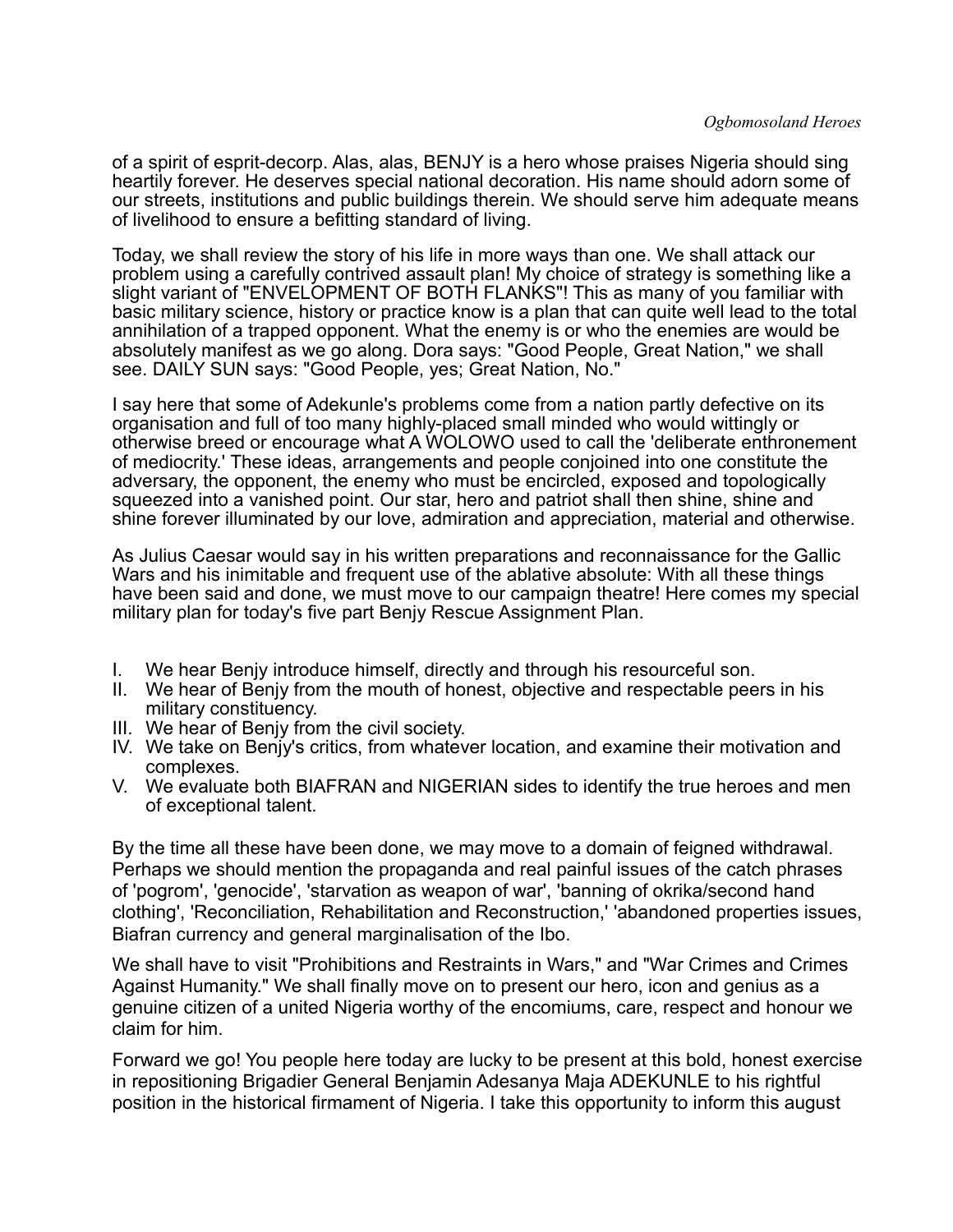of a spirit of esprit-decorp. Alas, alas, BENJY is a hero whose praises Nigeria should sing heartily forever. He deserves special national decoration. His name should adorn some of our streets, institutions and public buildings therein. We should serve him adequate means of livelihood to ensure a befitting standard of living.

Today, we shall review the story of his life in more ways than one. We shall attack our problem using a carefully contrived assault plan! My choice of strategy is something like a slight variant of "ENVELOPMENT OF BOTH FLANKS"! This as many of you familiar with basic military science, history or practice know is a plan that can quite well lead to the total annihilation of a trapped opponent. What the enemy is or who the enemies are would be absolutely manifest as we go along. Dora says: "Good People, Great Nation," we shall see. DAILY SUN says: "Good People, yes; Great Nation, No."

I say here that some of Adekunle's problems come from a nation partly defective on its organisation and full of too many highly-placed small minded who would wittingly or otherwise breed or encourage what A WOLOWO used to call the 'deliberate enthronement of mediocrity.' These ideas, arrangements and people conjoined into one constitute the adversary, the opponent, the enemy who must be encircled, exposed and topologically squeezed into a vanished point. Our star, hero and patriot shall then shine, shine and shine forever illuminated by our love, admiration and appreciation, material and otherwise.

As Julius Caesar would say in his written preparations and reconnaissance for the Gallic Wars and his inimitable and frequent use of the ablative absolute: With all these things have been said and done, we must move to our campaign theatre! Here comes my special military plan for today's five part Benjy Rescue Assignment Plan.

I. We hear Benjy introduce himself, directly and through his resourceful son.
II. We hear of Benjy from the mouth of honest, objective and respectable peers in his military constituency.
III. We hear of Benjy from the civil society.
IV. We take on Benjy's critics, from whatever location, and examine their motivation and complexes.
V. We evaluate both BIAFRAN and NIGERIAN sides to identify the true heroes and men of exceptional talent.

By the time all these have been done, we may move to a domain of feigned withdrawal. Perhaps we should mention the propaganda and real painful issues of the catch phrases of 'pogrom', 'genocide', 'starvation as weapon of war', 'banning of okrika/second hand clothing', 'Reconciliation, Rehabilitation and Reconstruction,' 'abandoned properties issues, Biafran currency and general marginalisation of the Ibo.

We shall have to visit "Prohibitions and Restraints in Wars," and "War Crimes and Crimes Against Humanity." We shall finally move on to present our hero, icon and genius as a genuine citizen of a united Nigeria worthy of the encomiums, care, respect and honour we claim for him.

Forward we go! You people here today are lucky to be present at this bold, honest exercise in repositioning Brigadier General Benjamin Adesanya Maja ADEKUNLE to his rightful position in the historical firmament of Nigeria. I take this opportunity to inform this august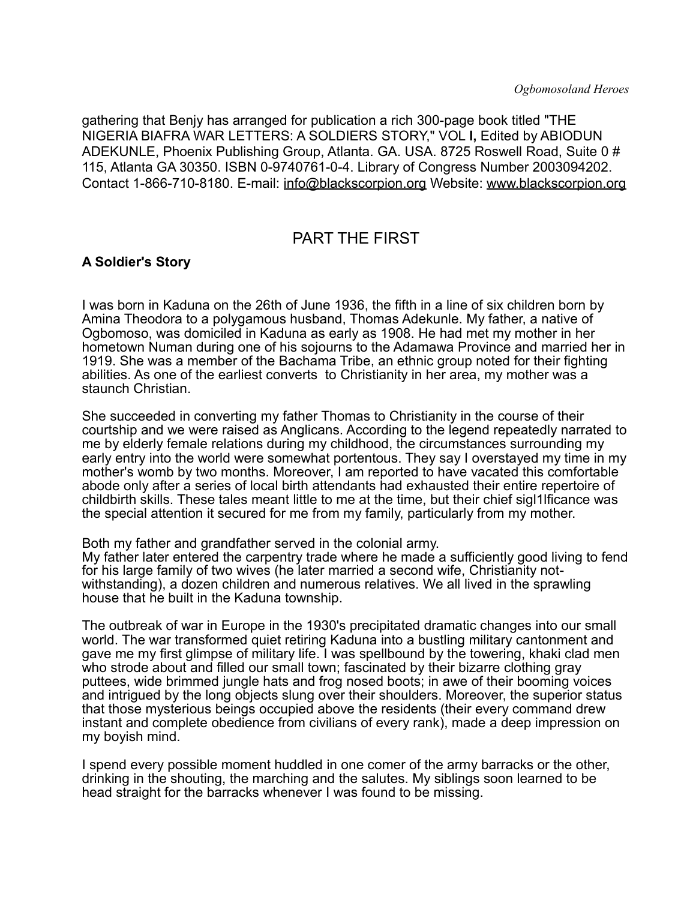gathering that Benjy has arranged for publication a rich 300-page book titled "THE NIGERIA BIAFRA WAR LETTERS: A SOLDIERS STORY," VOL **I,** Edited by ABIODUN ADEKUNLE, Phoenix Publishing Group, Atlanta. GA. USA. 8725 Roswell Road, Suite 0 # 115, Atlanta GA 30350. ISBN 0-9740761-0-4. Library of Congress Number 2003094202. Contact 1-866-710-8180. E-mail: info@blackscorpion.org Website: www.blackscorpion.org

## PART THE FIRST

### A Soldier's Story

I was born in Kaduna on the 26th of June 1936, the fifth in a line of six children born by Amina Theodora to a polygamous husband, Thomas Adekunle. My father, a native of Ogbomoso, was domiciled in Kaduna as early as 1908. He had met my mother in her hometown Numan during one of his sojourns to the Adamawa Province and married her in 1919. She was a member of the Bachama Tribe, an ethnic group noted for their fighting abilities. As one of the earliest converts to Christianity in her area, my mother was a staunch Christian.

She succeeded in converting my father Thomas to Christianity in the course of their courtship and we were raised as Anglicans. According to the legend repeatedly narrated to me by elderly female relations during my childhood, the circumstances surrounding my early entry into the world were somewhat portentous. They say I overstayed my time in my mother's womb by two months. Moreover, I am reported to have vacated this comfortable abode only after a series of local birth attendants had exhausted their entire repertoire of childbirth skills. These tales meant little to me at the time, but their chief sigl1lficance was the special attention it secured for me from my family, particularly from my mother.

Both my father and grandfather served in the colonial army.
My father later entered the carpentry trade where he made a sufficiently good living to fend for his large family of two wives (he later married a second wife, Christianity not-withstanding), a dozen children and numerous relatives. We all lived in the sprawling house that he built in the Kaduna township.

The outbreak of war in Europe in the 1930's precipitated dramatic changes into our small world. The war transformed quiet retiring Kaduna into a bustling military cantonment and gave me my first glimpse of military life. I was spellbound by the towering, khaki clad men who strode about and filled our small town; fascinated by their bizarre clothing gray puttees, wide brimmed jungle hats and frog nosed boots; in awe of their booming voices and intrigued by the long objects slung over their shoulders. Moreover, the superior status that those mysterious beings occupied above the residents (their every command drew instant and complete obedience from civilians of every rank), made a deep impression on my boyish mind.

I spend every possible moment huddled in one comer of the army barracks or the other, drinking in the shouting, the marching and the salutes. My siblings soon learned to be head straight for the barracks whenever I was found to be missing.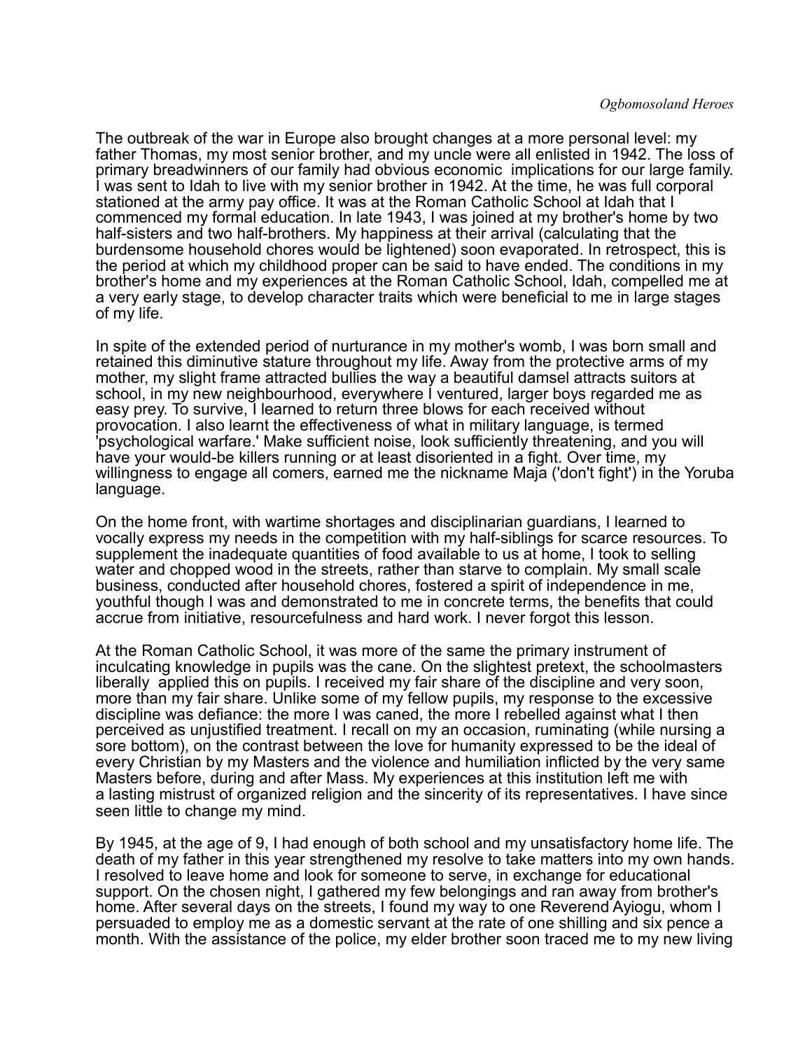The outbreak of the war in Europe also brought changes at a more personal level: my father Thomas, my most senior brother, and my uncle were all enlisted in 1942. The loss of primary breadwinners of our family had obvious economic implications for our large family. I was sent to Idah to live with my senior brother in 1942. At the time, he was full corporal stationed at the army pay office. It was at the Roman Catholic School at Idah that I commenced my formal education. In late 1943, I was joined at my brother's home by two half-sisters and two half-brothers. My happiness at their arrival (calculating that the burdensome household chores would be lightened) soon evaporated. In retrospect, this is the period at which my childhood proper can be said to have ended. The conditions in my brother's home and my experiences at the Roman Catholic School, Idah, compelled me at a very early stage, to develop character traits which were beneficial to me in large stages of my life.

In spite of the extended period of nurturance in my mother's womb, I was born small and retained this diminutive stature throughout my life. Away from the protective arms of my mother, my slight frame attracted bullies the way a beautiful damsel attracts suitors at school, in my new neighbourhood, everywhere I ventured, larger boys regarded me as easy prey. To survive, I learned to return three blows for each received without provocation. I also learnt the effectiveness of what in military language, is termed 'psychological warfare.' Make sufficient noise, look sufficiently threatening, and you will have your would-be killers running or at least disoriented in a fight. Over time, my willingness to engage all comers, earned me the nickname Maja ('don't fight') in the Yoruba language.

On the home front, with wartime shortages and disciplinarian guardians, I learned to vocally express my needs in the competition with my half-siblings for scarce resources. To supplement the inadequate quantities of food available to us at home, I took to selling water and chopped wood in the streets, rather than starve to complain. My small scale business, conducted after household chores, fostered a spirit of independence in me, youthful though I was and demonstrated to me in concrete terms, the benefits that could accrue from initiative, resourcefulness and hard work. I never forgot this lesson.

At the Roman Catholic School, it was more of the same the primary instrument of inculcating knowledge in pupils was the cane. On the slightest pretext, the schoolmasters liberally applied this on pupils. I received my fair share of the discipline and very soon, more than my fair share. Unlike some of my fellow pupils, my response to the excessive discipline was defiance: the more I was caned, the more I rebelled against what I then perceived as unjustified treatment. I recall on my an occasion, ruminating (while nursing a sore bottom), on the contrast between the love for humanity expressed to be the ideal of every Christian by my Masters and the violence and humiliation inflicted by the very same Masters before, during and after Mass. My experiences at this institution left me with a lasting mistrust of organized religion and the sincerity of its representatives. I have since seen little to change my mind.

By 1945, at the age of 9, I had enough of both school and my unsatisfactory home life. The death of my father in this year strengthened my resolve to take matters into my own hands. I resolved to leave home and look for someone to serve, in exchange for educational support. On the chosen night, I gathered my few belongings and ran away from brother's home. After several days on the streets, I found my way to one Reverend Ayiogu, whom I persuaded to employ me as a domestic servant at the rate of one shilling and six pence a month. With the assistance of the police, my elder brother soon traced me to my new living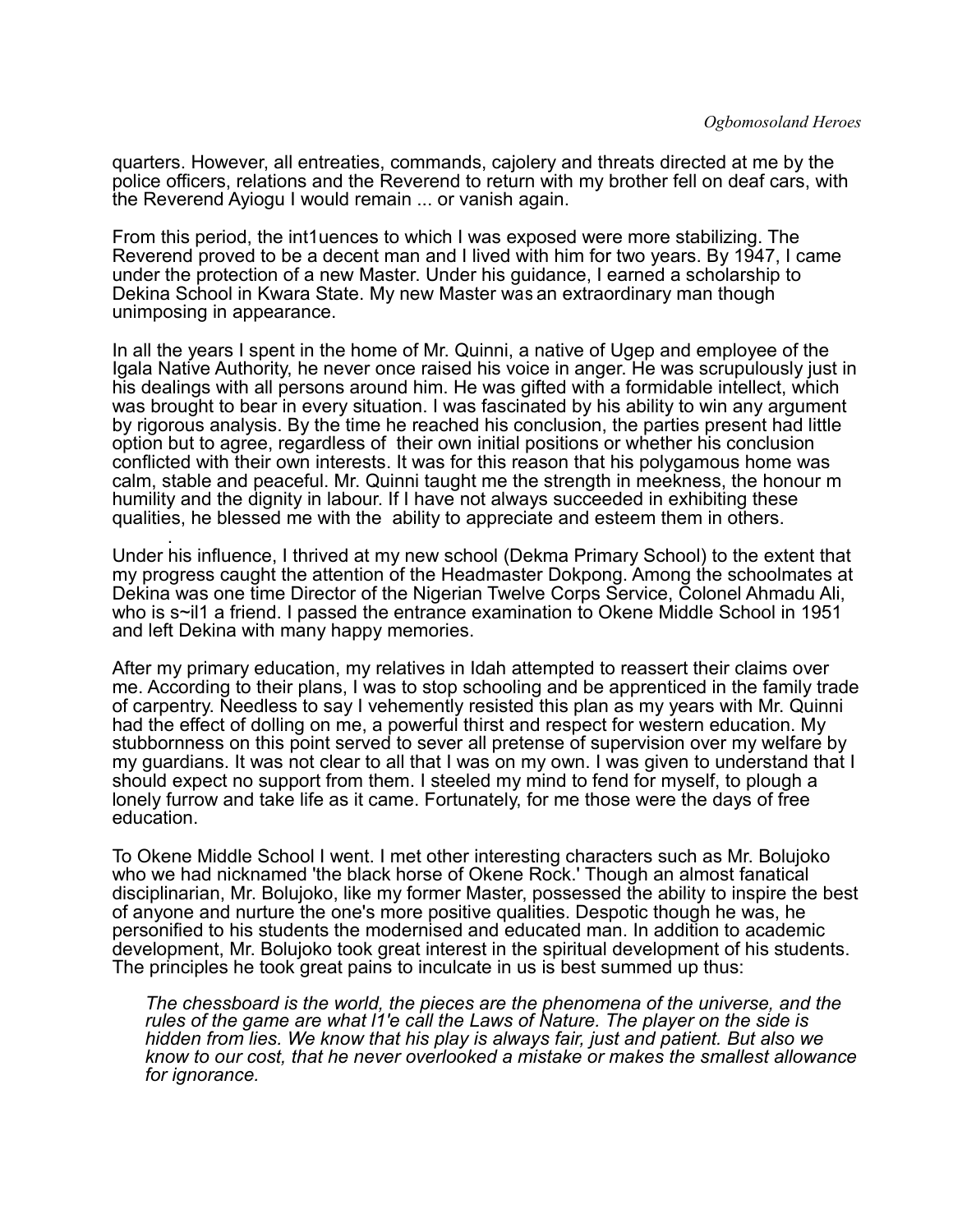quarters. However, all entreaties, commands, cajolery and threats directed at me by the police officers, relations and the Reverend to return with my brother fell on deaf cars, with the Reverend Ayiogu I would remain ... or vanish again.

From this period, the int1uences to which I was exposed were more stabilizing. The Reverend proved to be a decent man and I lived with him for two years. By 1947, I came under the protection of a new Master. Under his guidance, I earned a scholarship to Dekina School in Kwara State. My new Master was an extraordinary man though unimposing in appearance.

In all the years I spent in the home of Mr. Quinni, a native of Ugep and employee of the Igala Native Authority, he never once raised his voice in anger. He was scrupulously just in his dealings with all persons around him. He was gifted with a formidable intellect, which was brought to bear in every situation. I was fascinated by his ability to win any argument by rigorous analysis. By the time he reached his conclusion, the parties present had little option but to agree, regardless of their own initial positions or whether his conclusion conflicted with their own interests. It was for this reason that his polygamous home was calm, stable and peaceful. Mr. Quinni taught me the strength in meekness, the honour m humility and the dignity in labour. If I have not always succeeded in exhibiting these qualities, he blessed me with the ability to appreciate and esteem them in others.

Under his influence, I thrived at my new school (Dekma Primary School) to the extent that my progress caught the attention of the Headmaster Dokpong. Among the schoolmates at Dekina was one time Director of the Nigerian Twelve Corps Service, Colonel Ahmadu Ali, who is s~il1 a friend. I passed the entrance examination to Okene Middle School in 1951 and left Dekina with many happy memories.

After my primary education, my relatives in Idah attempted to reassert their claims over me. According to their plans, I was to stop schooling and be apprenticed in the family trade of carpentry. Needless to say I vehemently resisted this plan as my years with Mr. Quinni had the effect of dolling on me, a powerful thirst and respect for western education. My stubbornness on this point served to sever all pretense of supervision over my welfare by my guardians. It was not clear to all that I was on my own. I was given to understand that I should expect no support from them. I steeled my mind to fend for myself, to plough a lonely furrow and take life as it came. Fortunately, for me those were the days of free education.

To Okene Middle School I went. I met other interesting characters such as Mr. Bolujoko who we had nicknamed 'the black horse of Okene Rock.' Though an almost fanatical disciplinarian, Mr. Bolujoko, like my former Master, possessed the ability to inspire the best of anyone and nurture the one's more positive qualities. Despotic though he was, he personified to his students the modernised and educated man. In addition to academic development, Mr. Bolujoko took great interest in the spiritual development of his students. The principles he took great pains to inculcate in us is best summed up thus:

> *The chessboard is the world, the pieces are the phenomena of the universe, and the rules of the game are what I1'e call the Laws of Nature. The player on the side is hidden from lies. We know that his play is always fair, just and patient. But also we know to our cost, that he never overlooked a mistake or makes the smallest allowance for ignorance.*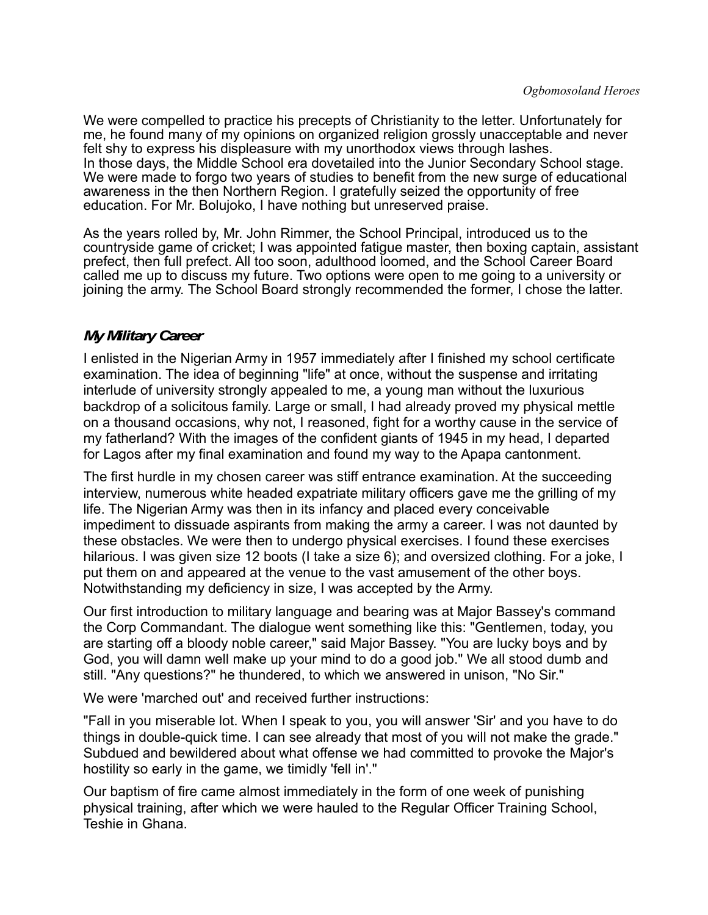We were compelled to practice his precepts of Christianity to the letter. Unfortunately for me, he found many of my opinions on organized religion grossly unacceptable and never felt shy to express his displeasure with my unorthodox views through lashes.
In those days, the Middle School era dovetailed into the Junior Secondary School stage. We were made to forgo two years of studies to benefit from the new surge of educational awareness in the then Northern Region. I gratefully seized the opportunity of free education. For Mr. Bolujoko, I have nothing but unreserved praise.

As the years rolled by, Mr. John Rimmer, the School Principal, introduced us to the countryside game of cricket; I was appointed fatigue master, then boxing captain, assistant prefect, then full prefect. All too soon, adulthood loomed, and the School Career Board called me up to discuss my future. Two options were open to me going to a university or joining the army. The School Board strongly recommended the former, I chose the latter.

## *My Military Career*

I enlisted in the Nigerian Army in 1957 immediately after I finished my school certificate examination. The idea of beginning "life" at once, without the suspense and irritating interlude of university strongly appealed to me, a young man without the luxurious backdrop of a solicitous family. Large or small, I had already proved my physical mettle on a thousand occasions, why not, I reasoned, fight for a worthy cause in the service of my fatherland? With the images of the confident giants of 1945 in my head, I departed for Lagos after my final examination and found my way to the Apapa cantonment.

The first hurdle in my chosen career was stiff entrance examination. At the succeeding interview, numerous white headed expatriate military officers gave me the grilling of my life. The Nigerian Army was then in its infancy and placed every conceivable impediment to dissuade aspirants from making the army a career. I was not daunted by these obstacles. We were then to undergo physical exercises. I found these exercises hilarious. I was given size 12 boots (I take a size 6); and oversized clothing. For a joke, I put them on and appeared at the venue to the vast amusement of the other boys. Notwithstanding my deficiency in size, I was accepted by the Army.

Our first introduction to military language and bearing was at Major Bassey's command the Corp Commandant. The dialogue went something like this: "Gentlemen, today, you are starting off a bloody noble career," said Major Bassey. "You are lucky boys and by God, you will damn well make up your mind to do a good job." We all stood dumb and still. "Any questions?" he thundered, to which we answered in unison, "No Sir."

We were 'marched out' and received further instructions:

"Fall in you miserable lot. When I speak to you, you will answer 'Sir' and you have to do things in double-quick time. I can see already that most of you will not make the grade." Subdued and bewildered about what offense we had committed to provoke the Major's hostility so early in the game, we timidly 'fell in'."

Our baptism of fire came almost immediately in the form of one week of punishing physical training, after which we were hauled to the Regular Officer Training School, Teshie in Ghana.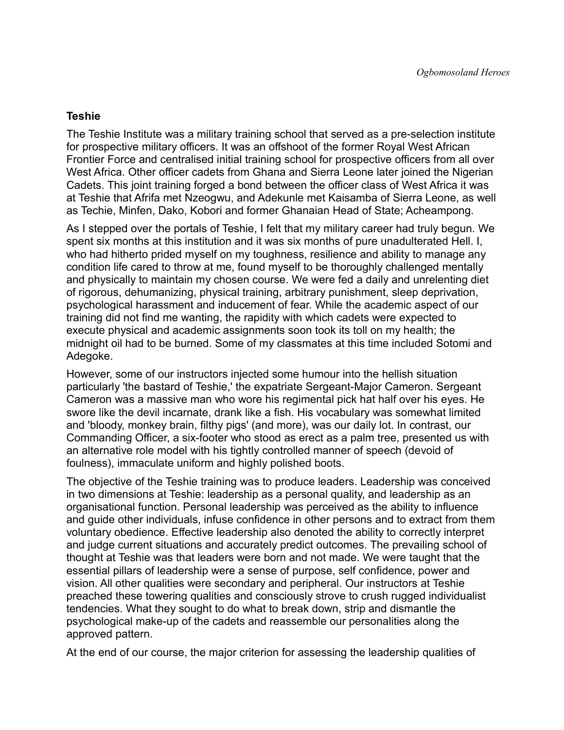**Teshie**

The Teshie Institute was a military training school that served as a pre-selection institute for prospective military officers. It was an offshoot of the former Royal West African Frontier Force and centralised initial training school for prospective officers from all over West Africa. Other officer cadets from Ghana and Sierra Leone later joined the Nigerian Cadets. This joint training forged a bond between the officer class of West Africa it was at Teshie that Afrifa met Nzeogwu, and Adekunle met Kaisamba of Sierra Leone, as well as Techie, Minfen, Dako, Kobori and former Ghanaian Head of State; Acheampong.

As I stepped over the portals of Teshie, I felt that my military career had truly begun. We spent six months at this institution and it was six months of pure unadulterated Hell. I, who had hitherto prided myself on my toughness, resilience and ability to manage any condition life cared to throw at me, found myself to be thoroughly challenged mentally and physically to maintain my chosen course. We were fed a daily and unrelenting diet of rigorous, dehumanizing, physical training, arbitrary punishment, sleep deprivation, psychological harassment and inducement of fear. While the academic aspect of our training did not find me wanting, the rapidity with which cadets were expected to execute physical and academic assignments soon took its toll on my health; the midnight oil had to be burned. Some of my classmates at this time included Sotomi and Adegoke.

However, some of our instructors injected some humour into the hellish situation particularly 'the bastard of Teshie,' the expatriate Sergeant-Major Cameron. Sergeant Cameron was a massive man who wore his regimental pick hat half over his eyes. He swore like the devil incarnate, drank like a fish. His vocabulary was somewhat limited and 'bloody, monkey brain, filthy pigs' (and more), was our daily lot. In contrast, our Commanding Officer, a six-footer who stood as erect as a palm tree, presented us with an alternative role model with his tightly controlled manner of speech (devoid of foulness), immaculate uniform and highly polished boots.

The objective of the Teshie training was to produce leaders. Leadership was conceived in two dimensions at Teshie: leadership as a personal quality, and leadership as an organisational function. Personal leadership was perceived as the ability to influence and guide other individuals, infuse confidence in other persons and to extract from them voluntary obedience. Effective leadership also denoted the ability to correctly interpret and judge current situations and accurately predict outcomes. The prevailing school of thought at Teshie was that leaders were born and not made. We were taught that the essential pillars of leadership were a sense of purpose, self confidence, power and vision. All other qualities were secondary and peripheral. Our instructors at Teshie preached these towering qualities and consciously strove to crush rugged individualist tendencies. What they sought to do what to break down, strip and dismantle the psychological make-up of the cadets and reassemble our personalities along the approved pattern.

At the end of our course, the major criterion for assessing the leadership qualities of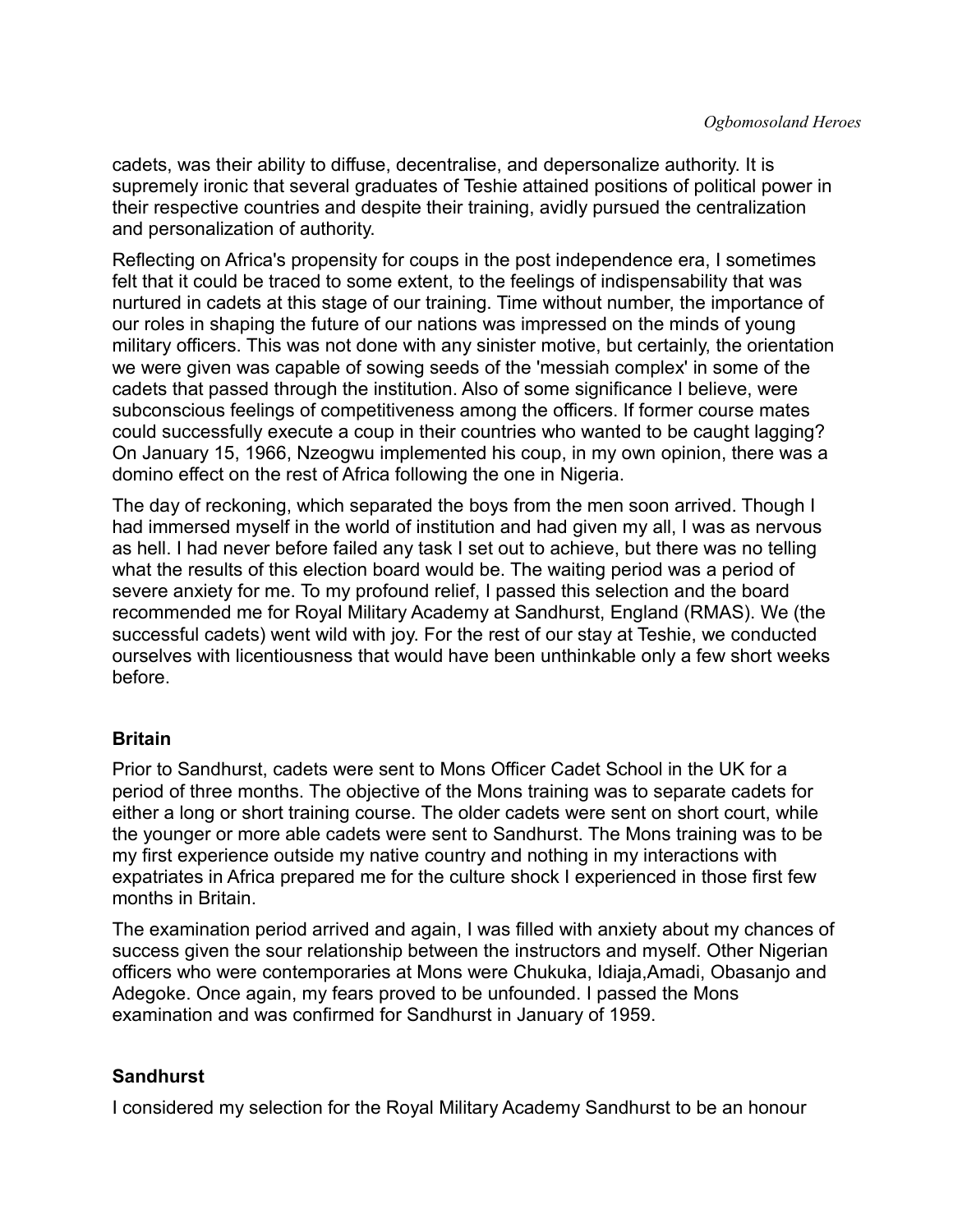cadets, was their ability to diffuse, decentralise, and depersonalize authority. It is supremely ironic that several graduates of Teshie attained positions of political power in their respective countries and despite their training, avidly pursued the centralization and personalization of authority.

Reflecting on Africa's propensity for coups in the post independence era, I sometimes felt that it could be traced to some extent, to the feelings of indispensability that was nurtured in cadets at this stage of our training. Time without number, the importance of our roles in shaping the future of our nations was impressed on the minds of young military officers. This was not done with any sinister motive, but certainly, the orientation we were given was capable of sowing seeds of the 'messiah complex' in some of the cadets that passed through the institution. Also of some significance I believe, were subconscious feelings of competitiveness among the officers. If former course mates could successfully execute a coup in their countries who wanted to be caught lagging? On January 15, 1966, Nzeogwu implemented his coup, in my own opinion, there was a domino effect on the rest of Africa following the one in Nigeria.

The day of reckoning, which separated the boys from the men soon arrived. Though I had immersed myself in the world of institution and had given my all, I was as nervous as hell. I had never before failed any task I set out to achieve, but there was no telling what the results of this election board would be. The waiting period was a period of severe anxiety for me. To my profound relief, I passed this selection and the board recommended me for Royal Military Academy at Sandhurst, England (RMAS). We (the successful cadets) went wild with joy. For the rest of our stay at Teshie, we conducted ourselves with licentiousness that would have been unthinkable only a few short weeks before.

### Britain

Prior to Sandhurst, cadets were sent to Mons Officer Cadet School in the UK for a period of three months. The objective of the Mons training was to separate cadets for either a long or short training course. The older cadets were sent on short court, while the younger or more able cadets were sent to Sandhurst. The Mons training was to be my first experience outside my native country and nothing in my interactions with expatriates in Africa prepared me for the culture shock I experienced in those first few months in Britain.

The examination period arrived and again, I was filled with anxiety about my chances of success given the sour relationship between the instructors and myself. Other Nigerian officers who were contemporaries at Mons were Chukuka, Idiaja,Amadi, Obasanjo and Adegoke. Once again, my fears proved to be unfounded. I passed the Mons examination and was confirmed for Sandhurst in January of 1959.

### Sandhurst

I considered my selection for the Royal Military Academy Sandhurst to be an honour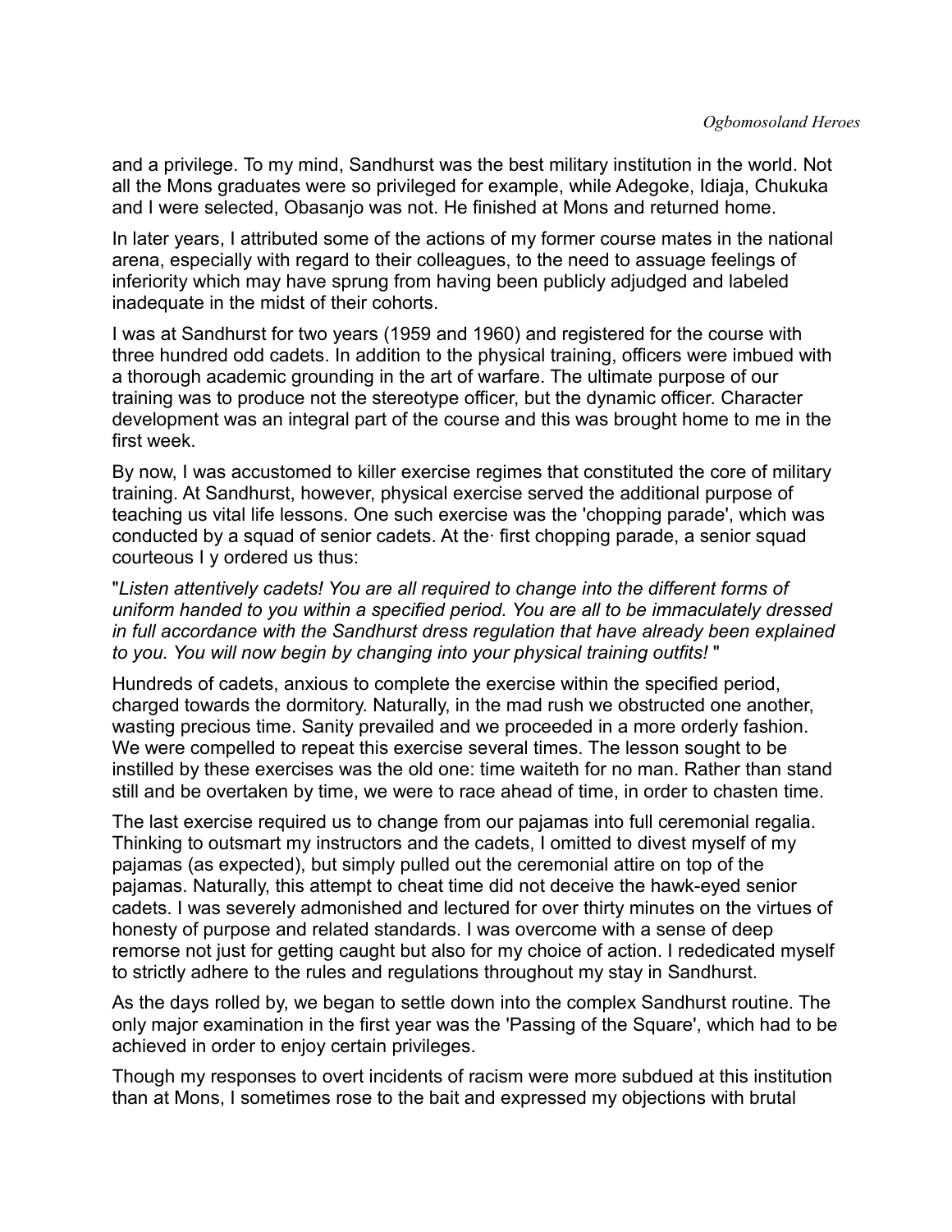and a privilege. To my mind, Sandhurst was the best military institution in the world. Not all the Mons graduates were so privileged for example, while Adegoke, Idiaja, Chukuka and I were selected, Obasanjo was not. He finished at Mons and returned home.

In later years, I attributed some of the actions of my former course mates in the national arena, especially with regard to their colleagues, to the need to assuage feelings of inferiority which may have sprung from having been publicly adjudged and labeled inadequate in the midst of their cohorts.

I was at Sandhurst for two years (1959 and 1960) and registered for the course with three hundred odd cadets. In addition to the physical training, officers were imbued with a thorough academic grounding in the art of warfare. The ultimate purpose of our training was to produce not the stereotype officer, but the dynamic officer. Character development was an integral part of the course and this was brought home to me in the first week.

By now, I was accustomed to killer exercise regimes that constituted the core of military training. At Sandhurst, however, physical exercise served the additional purpose of teaching us vital life lessons. One such exercise was the 'chopping parade', which was conducted by a squad of senior cadets. At the· first chopping parade, a senior squad courteous l y ordered us thus:

"*Listen attentively cadets! You are all required to change into the different forms of uniform handed to you within a specified period. You are all to be immaculately dressed in full accordance with the Sandhurst dress regulation that have already been explained to you. You will now begin by changing into your physical training outfits!* "

Hundreds of cadets, anxious to complete the exercise within the specified period, charged towards the dormitory. Naturally, in the mad rush we obstructed one another, wasting precious time. Sanity prevailed and we proceeded in a more orderly fashion. We were compelled to repeat this exercise several times. The lesson sought to be instilled by these exercises was the old one: time waiteth for no man. Rather than stand still and be overtaken by time, we were to race ahead of time, in order to chasten time.

The last exercise required us to change from our pajamas into full ceremonial regalia. Thinking to outsmart my instructors and the cadets, I omitted to divest myself of my pajamas (as expected), but simply pulled out the ceremonial attire on top of the pajamas. Naturally, this attempt to cheat time did not deceive the hawk-eyed senior cadets. I was severely admonished and lectured for over thirty minutes on the virtues of honesty of purpose and related standards. I was overcome with a sense of deep remorse not just for getting caught but also for my choice of action. I rededicated myself to strictly adhere to the rules and regulations throughout my stay in Sandhurst.

As the days rolled by, we began to settle down into the complex Sandhurst routine. The only major examination in the first year was the 'Passing of the Square', which had to be achieved in order to enjoy certain privileges.

Though my responses to overt incidents of racism were more subdued at this institution than at Mons, I sometimes rose to the bait and expressed my objections with brutal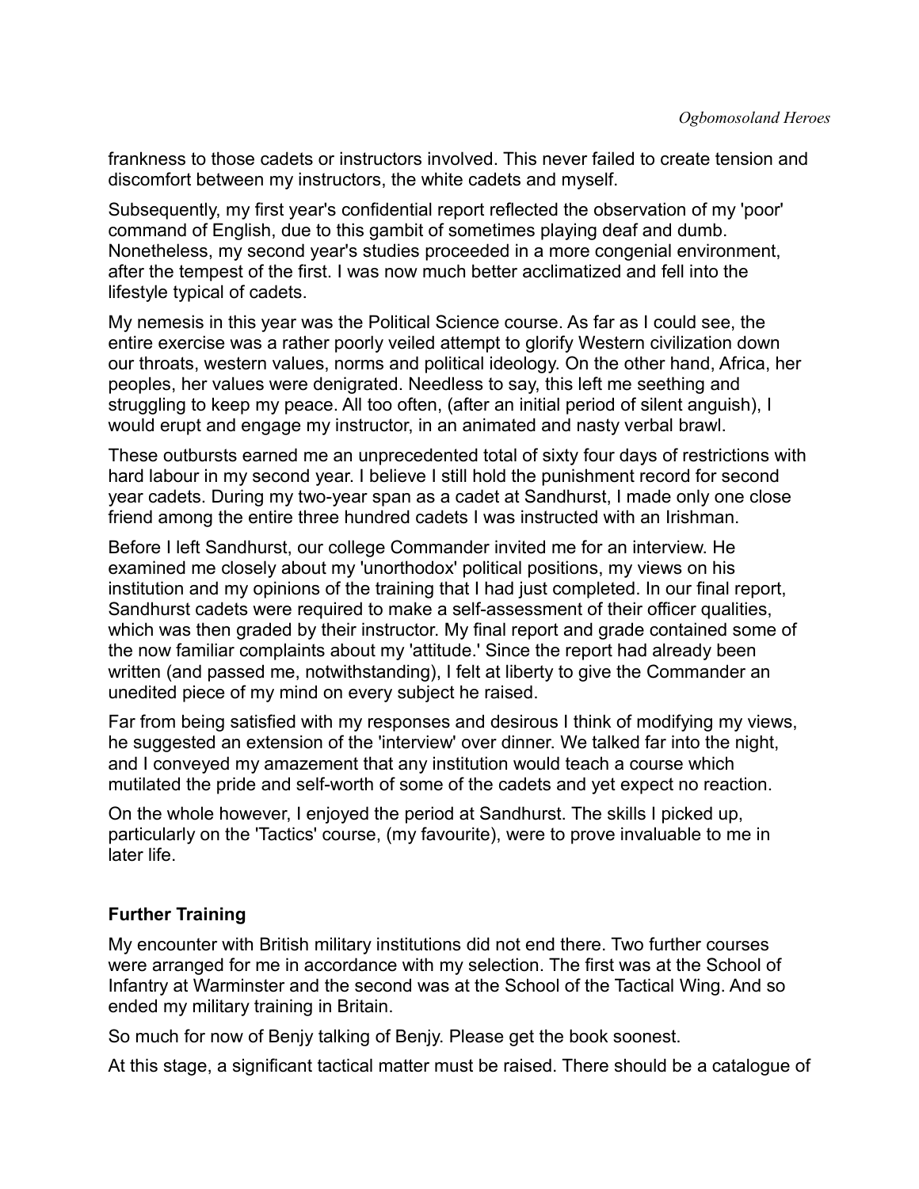frankness to those cadets or instructors involved. This never failed to create tension and discomfort between my instructors, the white cadets and myself.

Subsequently, my first year's confidential report reflected the observation of my 'poor' command of English, due to this gambit of sometimes playing deaf and dumb. Nonetheless, my second year's studies proceeded in a more congenial environment, after the tempest of the first. I was now much better acclimatized and fell into the lifestyle typical of cadets.

My nemesis in this year was the Political Science course. As far as I could see, the entire exercise was a rather poorly veiled attempt to glorify Western civilization down our throats, western values, norms and political ideology. On the other hand, Africa, her peoples, her values were denigrated. Needless to say, this left me seething and struggling to keep my peace. All too often, (after an initial period of silent anguish), I would erupt and engage my instructor, in an animated and nasty verbal brawl.

These outbursts earned me an unprecedented total of sixty four days of restrictions with hard labour in my second year. I believe I still hold the punishment record for second year cadets. During my two-year span as a cadet at Sandhurst, I made only one close friend among the entire three hundred cadets I was instructed with an Irishman.

Before I left Sandhurst, our college Commander invited me for an interview. He examined me closely about my 'unorthodox' political positions, my views on his institution and my opinions of the training that I had just completed. In our final report, Sandhurst cadets were required to make a self-assessment of their officer qualities, which was then graded by their instructor. My final report and grade contained some of the now familiar complaints about my 'attitude.' Since the report had already been written (and passed me, notwithstanding), I felt at liberty to give the Commander an unedited piece of my mind on every subject he raised.

Far from being satisfied with my responses and desirous I think of modifying my views, he suggested an extension of the 'interview' over dinner. We talked far into the night, and I conveyed my amazement that any institution would teach a course which mutilated the pride and self-worth of some of the cadets and yet expect no reaction.

On the whole however, I enjoyed the period at Sandhurst. The skills I picked up, particularly on the 'Tactics' course, (my favourite), were to prove invaluable to me in later life.

**Further Training**

My encounter with British military institutions did not end there. Two further courses were arranged for me in accordance with my selection. The first was at the School of Infantry at Warminster and the second was at the School of the Tactical Wing. And so ended my military training in Britain.

So much for now of Benjy talking of Benjy. Please get the book soonest.

At this stage, a significant tactical matter must be raised. There should be a catalogue of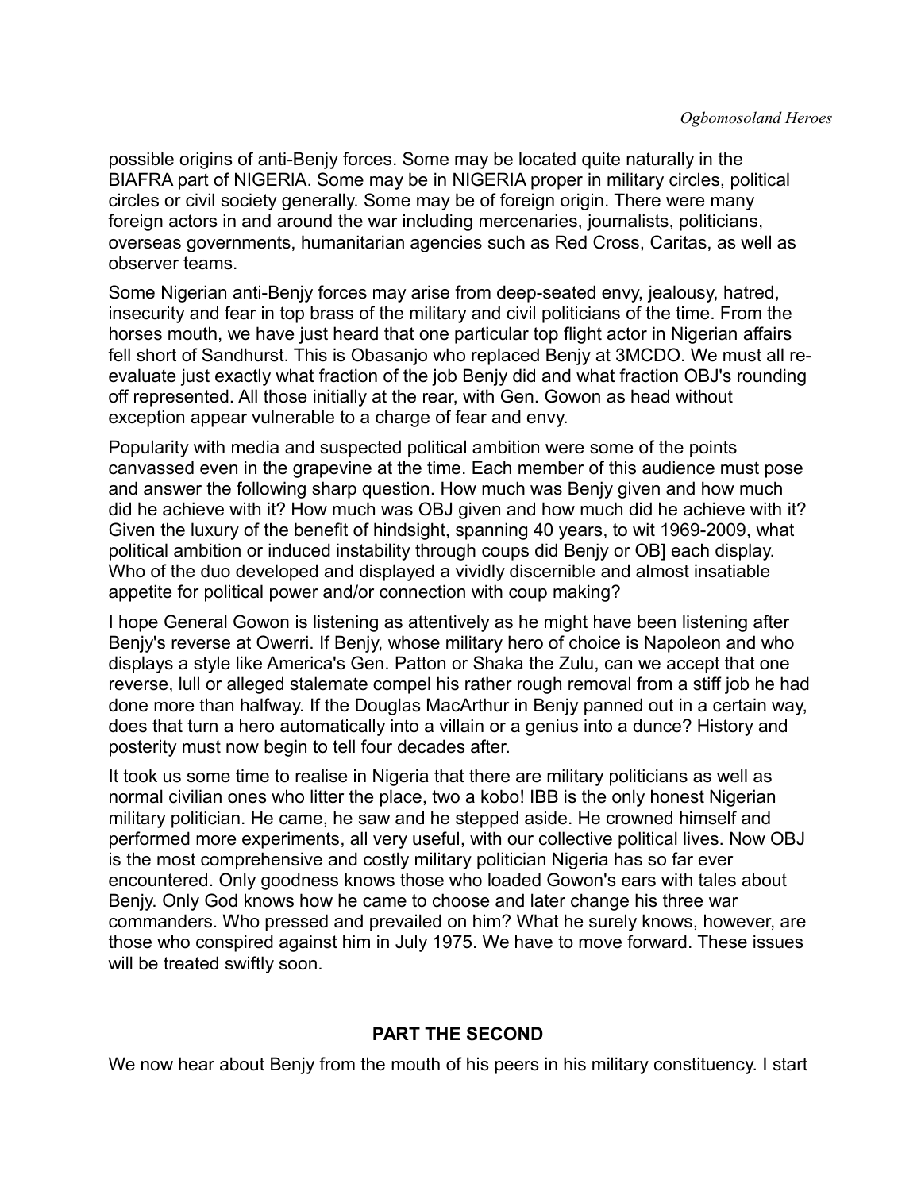possible origins of anti-Benjy forces. Some may be located quite naturally in the BIAFRA part of NIGERIA. Some may be in NIGERIA proper in military circles, political circles or civil society generally. Some may be of foreign origin. There were many foreign actors in and around the war including mercenaries, journalists, politicians, overseas governments, humanitarian agencies such as Red Cross, Caritas, as well as observer teams.

Some Nigerian anti-Benjy forces may arise from deep-seated envy, jealousy, hatred, insecurity and fear in top brass of the military and civil politicians of the time. From the horses mouth, we have just heard that one particular top flight actor in Nigerian affairs fell short of Sandhurst. This is Obasanjo who replaced Benjy at 3MCDO. We must all re-evaluate just exactly what fraction of the job Benjy did and what fraction OBJ's rounding off represented. All those initially at the rear, with Gen. Gowon as head without exception appear vulnerable to a charge of fear and envy.

Popularity with media and suspected political ambition were some of the points canvassed even in the grapevine at the time. Each member of this audience must pose and answer the following sharp question. How much was Benjy given and how much did he achieve with it? How much was OBJ given and how much did he achieve with it? Given the luxury of the benefit of hindsight, spanning 40 years, to wit 1969-2009, what political ambition or induced instability through coups did Benjy or OB] each display. Who of the duo developed and displayed a vividly discernible and almost insatiable appetite for political power and/or connection with coup making?

I hope General Gowon is listening as attentively as he might have been listening after Benjy's reverse at Owerri. If Benjy, whose military hero of choice is Napoleon and who displays a style like America's Gen. Patton or Shaka the Zulu, can we accept that one reverse, lull or alleged stalemate compel his rather rough removal from a stiff job he had done more than halfway. If the Douglas MacArthur in Benjy panned out in a certain way, does that turn a hero automatically into a villain or a genius into a dunce? History and posterity must now begin to tell four decades after.

It took us some time to realise in Nigeria that there are military politicians as well as normal civilian ones who litter the place, two a kobo! IBB is the only honest Nigerian military politician. He came, he saw and he stepped aside. He crowned himself and performed more experiments, all very useful, with our collective political lives. Now OBJ is the most comprehensive and costly military politician Nigeria has so far ever encountered. Only goodness knows those who loaded Gowon's ears with tales about Benjy. Only God knows how he came to choose and later change his three war commanders. Who pressed and prevailed on him? What he surely knows, however, are those who conspired against him in July 1975. We have to move forward. These issues will be treated swiftly soon.

## PART THE SECOND

We now hear about Benjy from the mouth of his peers in his military constituency. I start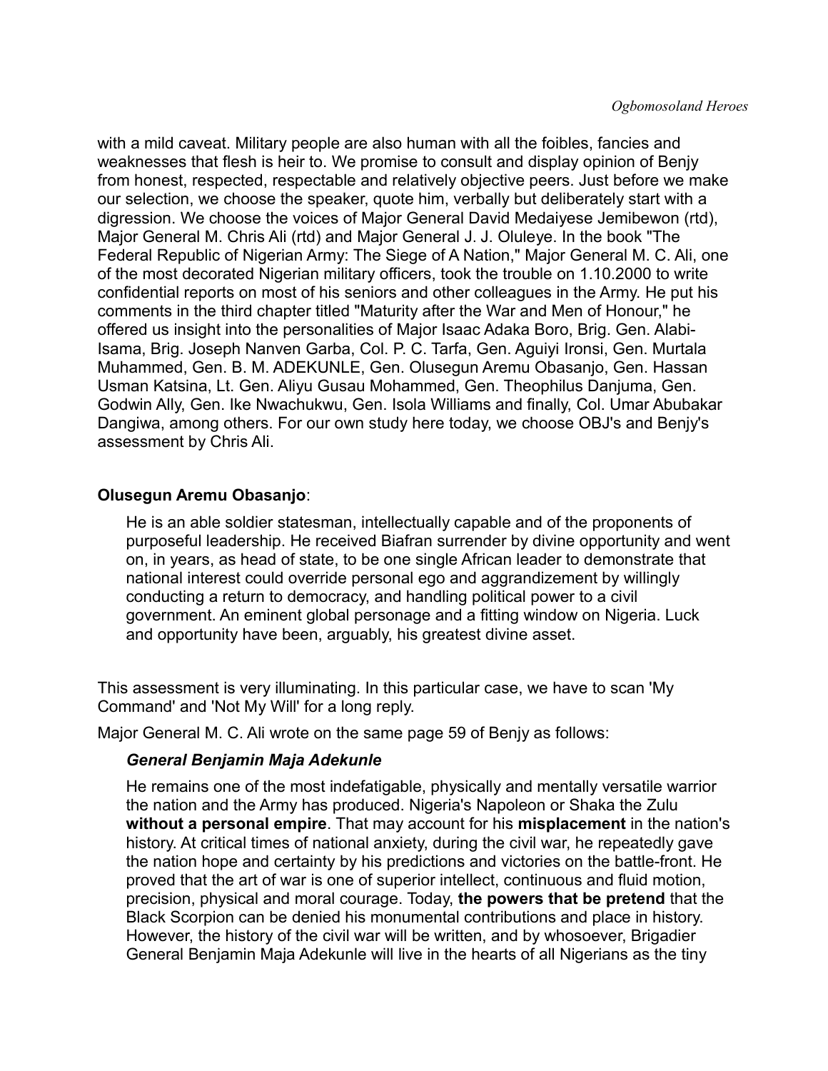with a mild caveat. Military people are also human with all the foibles, fancies and weaknesses that flesh is heir to. We promise to consult and display opinion of Benjy from honest, respected, respectable and relatively objective peers. Just before we make our selection, we choose the speaker, quote him, verbally but deliberately start with a digression. We choose the voices of Major General David Medaiyese Jemibewon (rtd), Major General M. Chris Ali (rtd) and Major General J. J. Oluleye. In the book "The Federal Republic of Nigerian Army: The Siege of A Nation," Major General M. C. Ali, one of the most decorated Nigerian military officers, took the trouble on 1.10.2000 to write confidential reports on most of his seniors and other colleagues in the Army. He put his comments in the third chapter titled "Maturity after the War and Men of Honour," he offered us insight into the personalities of Major Isaac Adaka Boro, Brig. Gen. Alabi-Isama, Brig. Joseph Nanven Garba, Col. P. C. Tarfa, Gen. Aguiyi Ironsi, Gen. Murtala Muhammed, Gen. B. M. ADEKUNLE, Gen. Olusegun Aremu Obasanjo, Gen. Hassan Usman Katsina, Lt. Gen. Aliyu Gusau Mohammed, Gen. Theophilus Danjuma, Gen. Godwin Ally, Gen. Ike Nwachukwu, Gen. Isola Williams and finally, Col. Umar Abubakar Dangiwa, among others. For our own study here today, we choose OBJ's and Benjy's assessment by Chris Ali.

**Olusegun Aremu Obasanjo**:

> He is an able soldier statesman, intellectually capable and of the proponents of purposeful leadership. He received Biafran surrender by divine opportunity and went on, in years, as head of state, to be one single African leader to demonstrate that national interest could override personal ego and aggrandizement by willingly conducting a return to democracy, and handling political power to a civil government. An eminent global personage and a fitting window on Nigeria. Luck and opportunity have been, arguably, his greatest divine asset.

This assessment is very illuminating. In this particular case, we have to scan 'My Command' and 'Not My Will' for a long reply.

Major General M. C. Ali wrote on the same page 59 of Benjy as follows:

> ***General Benjamin Maja Adekunle***
>
> He remains one of the most indefatigable, physically and mentally versatile warrior the nation and the Army has produced. Nigeria's Napoleon or Shaka the Zulu **without a personal empire**. That may account for his **misplacement** in the nation's history. At critical times of national anxiety, during the civil war, he repeatedly gave the nation hope and certainty by his predictions and victories on the battle-front. He proved that the art of war is one of superior intellect, continuous and fluid motion, precision, physical and moral courage. Today, **the powers that be pretend** that the Black Scorpion can be denied his monumental contributions and place in history. However, the history of the civil war will be written, and by whosoever, Brigadier General Benjamin Maja Adekunle will live in the hearts of all Nigerians as the tiny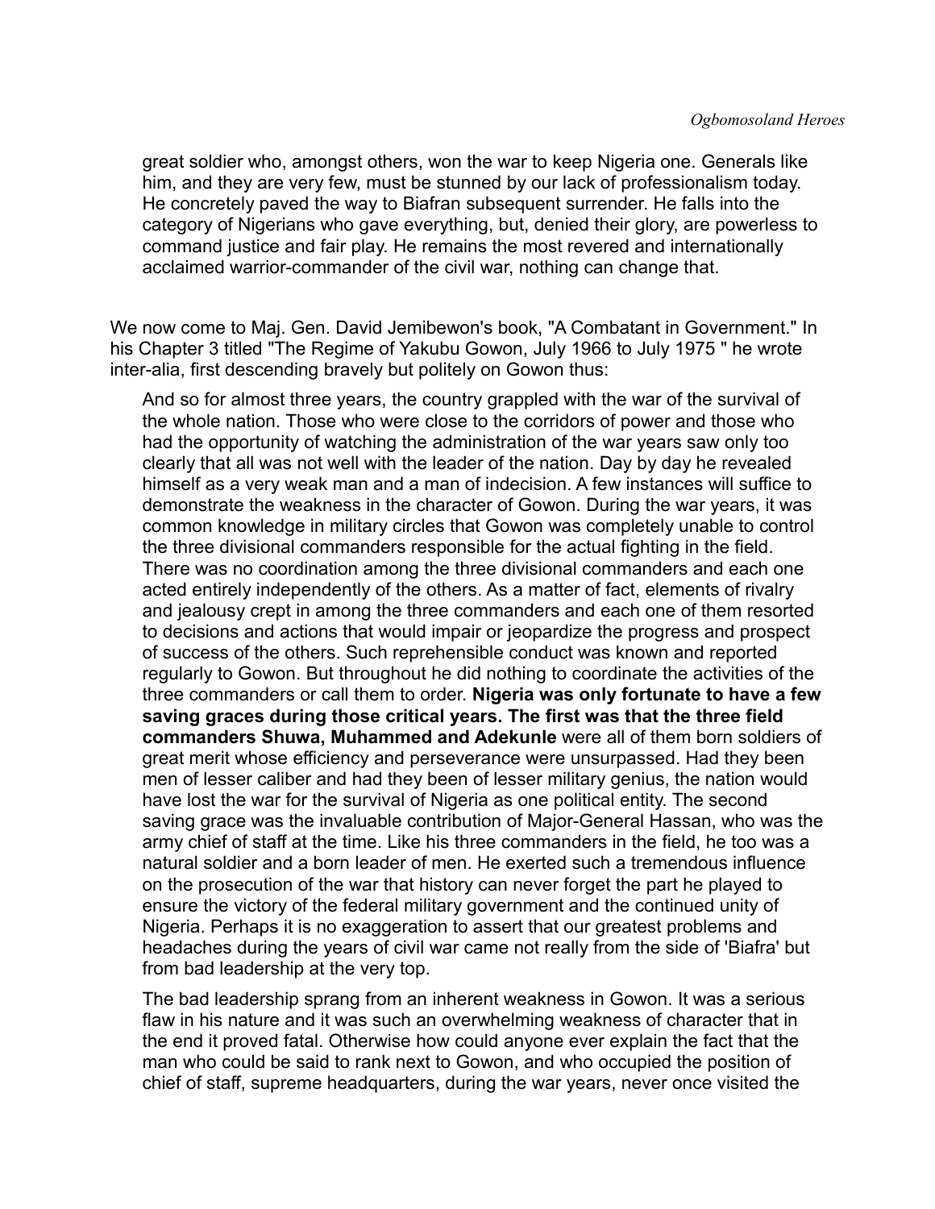> great soldier who, amongst others, won the war to keep Nigeria one. Generals like him, and they are very few, must be stunned by our lack of professionalism today. He concretely paved the way to Biafran subsequent surrender. He falls into the category of Nigerians who gave everything, but, denied their glory, are powerless to command justice and fair play. He remains the most revered and internationally acclaimed warrior-commander of the civil war, nothing can change that.

We now come to Maj. Gen. David Jemibewon's book, "A Combatant in Government." In his Chapter 3 titled "The Regime of Yakubu Gowon, July 1966 to July 1975 " he wrote inter-alia, first descending bravely but politely on Gowon thus:

> And so for almost three years, the country grappled with the war of the survival of the whole nation. Those who were close to the corridors of power and those who had the opportunity of watching the administration of the war years saw only too clearly that all was not well with the leader of the nation. Day by day he revealed himself as a very weak man and a man of indecision. A few instances will suffice to demonstrate the weakness in the character of Gowon. During the war years, it was common knowledge in military circles that Gowon was completely unable to control the three divisional commanders responsible for the actual fighting in the field. There was no coordination among the three divisional commanders and each one acted entirely independently of the others. As a matter of fact, elements of rivalry and jealousy crept in among the three commanders and each one of them resorted to decisions and actions that would impair or jeopardize the progress and prospect of success of the others. Such reprehensible conduct was known and reported regularly to Gowon. But throughout he did nothing to coordinate the activities of the three commanders or call them to order. **Nigeria was only fortunate to have a few saving graces during those critical years. The first was that the three field commanders Shuwa, Muhammed and Adekunle** were all of them born soldiers of great merit whose efficiency and perseverance were unsurpassed. Had they been men of lesser caliber and had they been of lesser military genius, the nation would have lost the war for the survival of Nigeria as one political entity. The second saving grace was the invaluable contribution of Major-General Hassan, who was the army chief of staff at the time. Like his three commanders in the field, he too was a natural soldier and a born leader of men. He exerted such a tremendous influence on the prosecution of the war that history can never forget the part he played to ensure the victory of the federal military government and the continued unity of Nigeria. Perhaps it is no exaggeration to assert that our greatest problems and headaches during the years of civil war came not really from the side of 'Biafra' but from bad leadership at the very top.
>
> The bad leadership sprang from an inherent weakness in Gowon. It was a serious flaw in his nature and it was such an overwhelming weakness of character that in the end it proved fatal. Otherwise how could anyone ever explain the fact that the man who could be said to rank next to Gowon, and who occupied the position of chief of staff, supreme headquarters, during the war years, never once visited the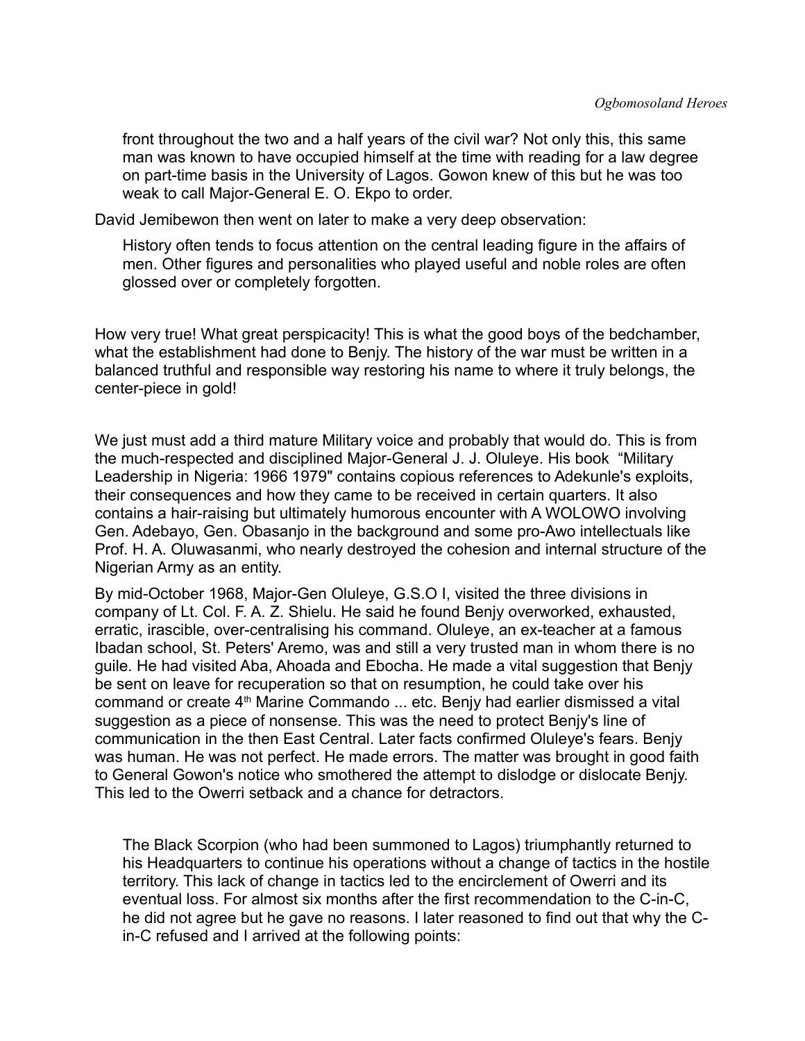> front throughout the two and a half years of the civil war? Not only this, this same man was known to have occupied himself at the time with reading for a law degree on part-time basis in the University of Lagos. Gowon knew of this but he was too weak to call Major-General E. O. Ekpo to order.

David Jemibewon then went on later to make a very deep observation:

> History often tends to focus attention on the central leading figure in the affairs of men. Other figures and personalities who played useful and noble roles are often glossed over or completely forgotten.

How very true! What great perspicacity! This is what the good boys of the bedchamber, what the establishment had done to Benjy. The history of the war must be written in a balanced truthful and responsible way restoring his name to where it truly belongs, the center-piece in gold!

We just must add a third mature Military voice and probably that would do. This is from the much-respected and disciplined Major-General J. J. Oluleye. His book "Military Leadership in Nigeria: 1966 1979" contains copious references to Adekunle's exploits, their consequences and how they came to be received in certain quarters. It also contains a hair-raising but ultimately humorous encounter with A WOLOWO involving Gen. Adebayo, Gen. Obasanjo in the background and some pro-Awo intellectuals like Prof. H. A. Oluwasanmi, who nearly destroyed the cohesion and internal structure of the Nigerian Army as an entity.

By mid-October 1968, Major-Gen Oluleye, G.S.O I, visited the three divisions in company of Lt. Col. F. A. Z. Shielu. He said he found Benjy overworked, exhausted, erratic, irascible, over-centralising his command. Oluleye, an ex-teacher at a famous Ibadan school, St. Peters' Aremo, was and still a very trusted man in whom there is no guile. He had visited Aba, Ahoada and Ebocha. He made a vital suggestion that Benjy be sent on leave for recuperation so that on resumption, he could take over his command or create 4th Marine Commando ... etc. Benjy had earlier dismissed a vital suggestion as a piece of nonsense. This was the need to protect Benjy's line of communication in the then East Central. Later facts confirmed Oluleye's fears. Benjy was human. He was not perfect. He made errors. The matter was brought in good faith to General Gowon's notice who smothered the attempt to dislodge or dislocate Benjy. This led to the Owerri setback and a chance for detractors.

> The Black Scorpion (who had been summoned to Lagos) triumphantly returned to his Headquarters to continue his operations without a change of tactics in the hostile territory. This lack of change in tactics led to the encirclement of Owerri and its eventual loss. For almost six months after the first recommendation to the C-in-C, he did not agree but he gave no reasons. I later reasoned to find out that why the C-in-C refused and I arrived at the following points: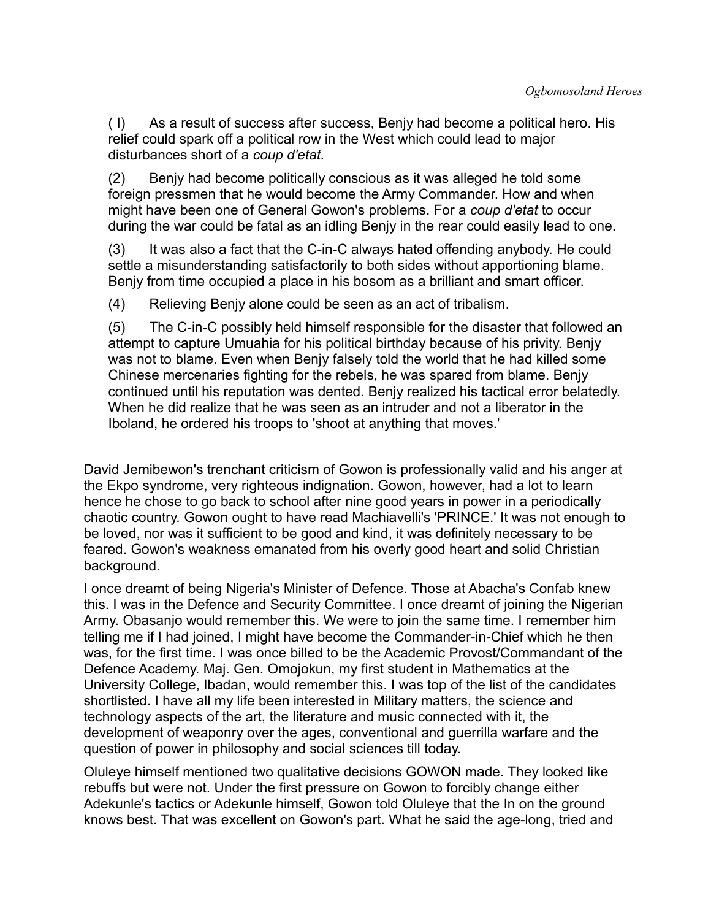( I) As a result of success after success, Benjy had become a political hero. His relief could spark off a political row in the West which could lead to major disturbances short of a *coup d'etat.*

(2) Benjy had become politically conscious as it was alleged he told some foreign pressmen that he would become the Army Commander. How and when might have been one of General Gowon's problems. For a *coup d'etat* to occur during the war could be fatal as an idling Benjy in the rear could easily lead to one.

(3) It was also a fact that the C-in-C always hated offending anybody. He could settle a misunderstanding satisfactorily to both sides without apportioning blame. Benjy from time occupied a place in his bosom as a brilliant and smart officer.

(4) Relieving Benjy alone could be seen as an act of tribalism.

(5) The C-in-C possibly held himself responsible for the disaster that followed an attempt to capture Umuahia for his political birthday because of his privity. Benjy was not to blame. Even when Benjy falsely told the world that he had killed some Chinese mercenaries fighting for the rebels, he was spared from blame. Benjy continued until his reputation was dented. Benjy realized his tactical error belatedly. When he did realize that he was seen as an intruder and not a liberator in the Iboland, he ordered his troops to 'shoot at anything that moves.'

David Jemibewon's trenchant criticism of Gowon is professionally valid and his anger at the Ekpo syndrome, very righteous indignation. Gowon, however, had a lot to learn hence he chose to go back to school after nine good years in power in a periodically chaotic country. Gowon ought to have read Machiavelli's 'PRINCE.' It was not enough to be loved, nor was it sufficient to be good and kind, it was definitely necessary to be feared. Gowon's weakness emanated from his overly good heart and solid Christian background.

I once dreamt of being Nigeria's Minister of Defence. Those at Abacha's Confab knew this. I was in the Defence and Security Committee. I once dreamt of joining the Nigerian Army. Obasanjo would remember this. We were to join the same time. I remember him telling me if I had joined, I might have become the Commander-in-Chief which he then was, for the first time. I was once billed to be the Academic Provost/Commandant of the Defence Academy. Maj. Gen. Omojokun, my first student in Mathematics at the University College, Ibadan, would remember this. I was top of the list of the candidates shortlisted. I have all my life been interested in Military matters, the science and technology aspects of the art, the literature and music connected with it, the development of weaponry over the ages, conventional and guerrilla warfare and the question of power in philosophy and social sciences till today.

Oluleye himself mentioned two qualitative decisions GOWON made. They looked like rebuffs but were not. Under the first pressure on Gowon to forcibly change either Adekunle's tactics or Adekunle himself, Gowon told Oluleye that the In on the ground knows best. That was excellent on Gowon's part. What he said the age-long, tried and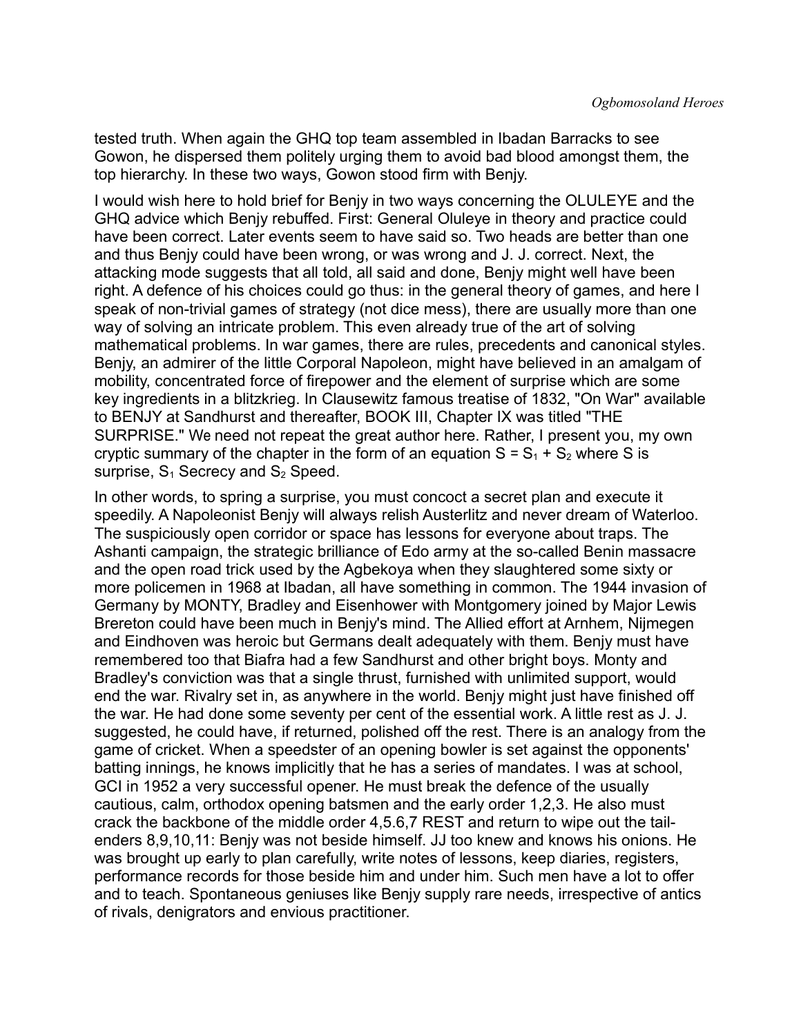tested truth. When again the GHQ top team assembled in Ibadan Barracks to see Gowon, he dispersed them politely urging them to avoid bad blood amongst them, the top hierarchy. In these two ways, Gowon stood firm with Benjy.

I would wish here to hold brief for Benjy in two ways concerning the OLULEYE and the GHQ advice which Benjy rebuffed. First: General Oluleye in theory and practice could have been correct. Later events seem to have said so. Two heads are better than one and thus Benjy could have been wrong, or was wrong and J. J. correct. Next, the attacking mode suggests that all told, all said and done, Benjy might well have been right. A defence of his choices could go thus: in the general theory of games, and here I speak of non-trivial games of strategy (not dice mess), there are usually more than one way of solving an intricate problem. This even already true of the art of solving mathematical problems. In war games, there are rules, precedents and canonical styles. Benjy, an admirer of the little Corporal Napoleon, might have believed in an amalgam of mobility, concentrated force of firepower and the element of surprise which are some key ingredients in a blitzkrieg. In Clausewitz famous treatise of 1832, "On War" available to BENJY at Sandhurst and thereafter, BOOK III, Chapter IX was titled "THE SURPRISE." We need not repeat the great author here. Rather, I present you, my own cryptic summary of the chapter in the form of an equation $S = S_1 + S_2$ where S is surprise, $S_1$ Secrecy and $S_2$ Speed.

In other words, to spring a surprise, you must concoct a secret plan and execute it speedily. A Napoleonist Benjy will always relish Austerlitz and never dream of Waterloo. The suspiciously open corridor or space has lessons for everyone about traps. The Ashanti campaign, the strategic brilliance of Edo army at the so-called Benin massacre and the open road trick used by the Agbekoya when they slaughtered some sixty or more policemen in 1968 at Ibadan, all have something in common. The 1944 invasion of Germany by MONTY, Bradley and Eisenhower with Montgomery joined by Major Lewis Brereton could have been much in Benjy's mind. The Allied effort at Arnhem, Nijmegen and Eindhoven was heroic but Germans dealt adequately with them. Benjy must have remembered too that Biafra had a few Sandhurst and other bright boys. Monty and Bradley's conviction was that a single thrust, furnished with unlimited support, would end the war. Rivalry set in, as anywhere in the world. Benjy might just have finished off the war. He had done some seventy per cent of the essential work. A little rest as J. J. suggested, he could have, if returned, polished off the rest. There is an analogy from the game of cricket. When a speedster of an opening bowler is set against the opponents' batting innings, he knows implicitly that he has a series of mandates. I was at school, GCI in 1952 a very successful opener. He must break the defence of the usually cautious, calm, orthodox opening batsmen and the early order 1,2,3. He also must crack the backbone of the middle order 4,5.6,7 REST and return to wipe out the tail-enders 8,9,10,11: Benjy was not beside himself. JJ too knew and knows his onions. He was brought up early to plan carefully, write notes of lessons, keep diaries, registers, performance records for those beside him and under him. Such men have a lot to offer and to teach. Spontaneous geniuses like Benjy supply rare needs, irrespective of antics of rivals, denigrators and envious practitioner.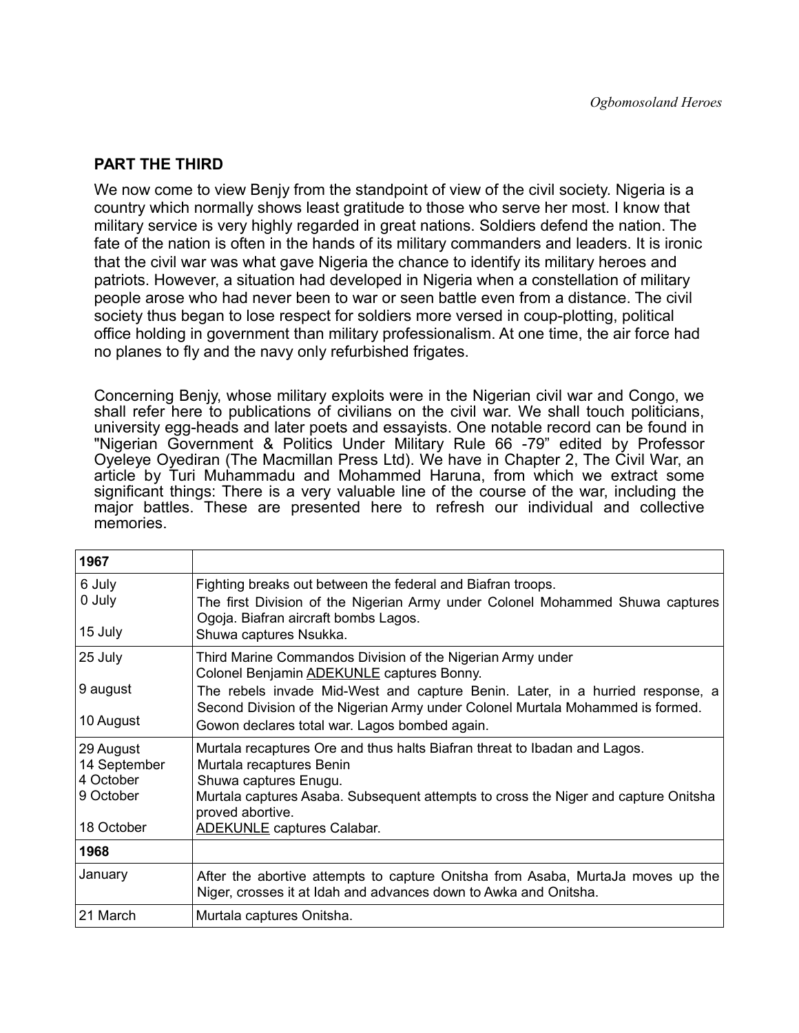## PART THE THIRD

We now come to view Benjy from the standpoint of view of the civil society. Nigeria is a country which normally shows least gratitude to those who serve her most. I know that military service is very highly regarded in great nations. Soldiers defend the nation. The fate of the nation is often in the hands of its military commanders and leaders. It is ironic that the civil war was what gave Nigeria the chance to identify its military heroes and patriots. However, a situation had developed in Nigeria when a constellation of military people arose who had never been to war or seen battle even from a distance. The civil society thus began to lose respect for soldiers more versed in coup-plotting, political office holding in government than military professionalism. At one time, the air force had no planes to fly and the navy only refurbished frigates.

Concerning Benjy, whose military exploits were in the Nigerian civil war and Congo, we shall refer here to publications of civilians on the civil war. We shall touch politicians, university egg-heads and later poets and essayists. One notable record can be found in "Nigerian Government & Politics Under Military Rule 66 -79" edited by Professor Oyeleye Oyediran (The Macmillan Press Ltd). We have in Chapter 2, The Civil War, an article by Turi Muhammadu and Mohammed Haruna, from which we extract some significant things: There is a very valuable line of the course of the war, including the major battles. These are presented here to refresh our individual and collective memories.

| **1967** | |
|---|---|
| 6 July<br>0 July<br><br>15 July | Fighting breaks out between the federal and Biafran troops.<br>The first Division of the Nigerian Army under Colonel Mohammed Shuwa captures Ogoja. Biafran aircraft bombs Lagos.<br>Shuwa captures Nsukka. |
| 25 July<br><br>9 august<br><br>10 August | Third Marine Commandos Division of the Nigerian Army under Colonel Benjamin ADEKUNLE captures Bonny.<br>The rebels invade Mid-West and capture Benin. Later, in a hurried response, a Second Division of the Nigerian Army under Colonel Murtala Mohammed is formed.<br>Gowon declares total war. Lagos bombed again. |
| 29 August<br>14 September<br>4 October<br>9 October<br><br>18 October | Murtala recaptures Ore and thus halts Biafran threat to Ibadan and Lagos.<br>Murtala recaptures Benin<br>Shuwa captures Enugu.<br>Murtala captures Asaba. Subsequent attempts to cross the Niger and capture Onitsha proved abortive.<br>ADEKUNLE captures Calabar. |
| **1968** | |
| January | After the abortive attempts to capture Onitsha from Asaba, MurtaJa moves up the Niger, crosses it at Idah and advances down to Awka and Onitsha. |
| 21 March | Murtala captures Onitsha. |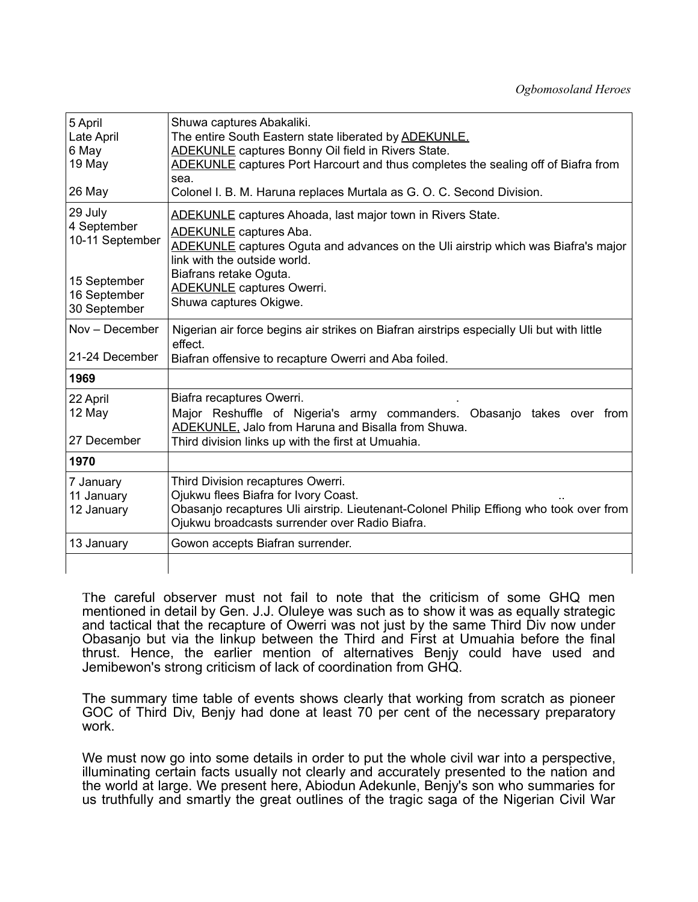| | |
|---|---|
| 5 April | Shuwa captures Abakaliki. |
| Late April | The entire South Eastern state liberated by ADEKUNLE. |
| 6 May | ADEKUNLE captures Bonny Oil field in Rivers State. |
| 19 May | ADEKUNLE captures Port Harcourt and thus completes the sealing off of Biafra from sea. |
| 26 May | Colonel I. B. M. Haruna replaces Murtala as G. O. C. Second Division. |
| 29 July | ADEKUNLE captures Ahoada, last major town in Rivers State. |
| 4 September | ADEKUNLE captures Aba. |
| 10-11 September | ADEKUNLE captures Oguta and advances on the Uli airstrip which was Biafra's major link with the outside world. |
| 15 September | Biafrans retake Oguta. |
| 16 September | ADEKUNLE captures Owerri. |
| 30 September | Shuwa captures Okigwe. |
| Nov – December | Nigerian air force begins air strikes on Biafran airstrips especially Uli but with little effect. |
| 21-24 December | Biafran offensive to recapture Owerri and Aba foiled. |
| **1969** | |
| 22 April | Biafra recaptures Owerri. |
| 12 May | Major Reshuffle of Nigeria's army commanders. Obasanjo takes over from ADEKUNLE, Jalo from Haruna and Bisalla from Shuwa. |
| 27 December | Third division links up with the first at Umuahia. |
| **1970** | |
| 7 January | Third Division recaptures Owerri. |
| 11 January | Ojukwu flees Biafra for Ivory Coast. |
| 12 January | Obasanjo recaptures Uli airstrip. Lieutenant-Colonel Philip Effiong who took over from Ojukwu broadcasts surrender over Radio Biafra. |
| 13 January | Gowon accepts Biafran surrender. |
| | |

The careful observer must not fail to note that the criticism of some GHQ men mentioned in detail by Gen. J.J. Oluleye was such as to show it was as equally strategic and tactical that the recapture of Owerri was not just by the same Third Div now under Obasanjo but via the linkup between the Third and First at Umuahia before the final thrust. Hence, the earlier mention of alternatives Benjy could have used and Jemibewon's strong criticism of lack of coordination from GHQ.

The summary time table of events shows clearly that working from scratch as pioneer GOC of Third Div, Benjy had done at least 70 per cent of the necessary preparatory work.

We must now go into some details in order to put the whole civil war into a perspective, illuminating certain facts usually not clearly and accurately presented to the nation and the world at large. We present here, Abiodun Adekunle, Benjy's son who summaries for us truthfully and smartly the great outlines of the tragic saga of the Nigerian Civil War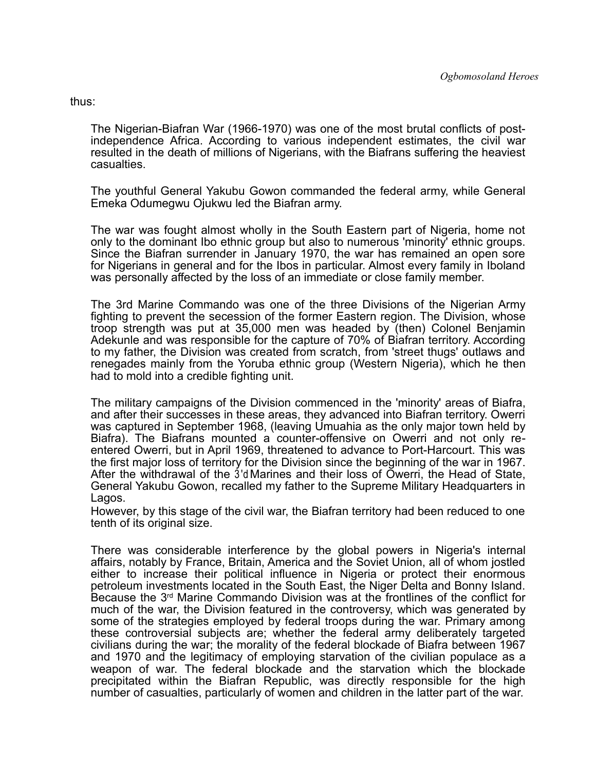thus:

> The Nigerian-Biafran War (1966-1970) was one of the most brutal conflicts of post-independence Africa. According to various independent estimates, the civil war resulted in the death of millions of Nigerians, with the Biafrans suffering the heaviest casualties.
>
> The youthful General Yakubu Gowon commanded the federal army, while General Emeka Odumegwu Ojukwu led the Biafran army.
>
> The war was fought almost wholly in the South Eastern part of Nigeria, home not only to the dominant Ibo ethnic group but also to numerous 'minority' ethnic groups. Since the Biafran surrender in January 1970, the war has remained an open sore for Nigerians in general and for the Ibos in particular. Almost every family in Iboland was personally affected by the loss of an immediate or close family member.
>
> The 3rd Marine Commando was one of the three Divisions of the Nigerian Army fighting to prevent the secession of the former Eastern region. The Division, whose troop strength was put at 35,000 men was headed by (then) Colonel Benjamin Adekunle and was responsible for the capture of 70% of Biafran territory. According to my father, the Division was created from scratch, from 'street thugs' outlaws and renegades mainly from the Yoruba ethnic group (Western Nigeria), which he then had to mold into a credible fighting unit.
>
> The military campaigns of the Division commenced in the 'minority' areas of Biafra, and after their successes in these areas, they advanced into Biafran territory. Owerri was captured in September 1968, (leaving Umuahia as the only major town held by Biafra). The Biafrans mounted a counter-offensive on Owerri and not only re-entered Owerri, but in April 1969, threatened to advance to Port-Harcourt. This was the first major loss of territory for the Division since the beginning of the war in 1967. After the withdrawal of the 3'd Marines and their loss of Owerri, the Head of State, General Yakubu Gowon, recalled my father to the Supreme Military Headquarters in Lagos.
> However, by this stage of the civil war, the Biafran territory had been reduced to one tenth of its original size.
>
> There was considerable interference by the global powers in Nigeria's internal affairs, notably by France, Britain, America and the Soviet Union, all of whom jostled either to increase their political influence in Nigeria or protect their enormous petroleum investments located in the South East, the Niger Delta and Bonny Island. Because the 3rd Marine Commando Division was at the frontlines of the conflict for much of the war, the Division featured in the controversy, which was generated by some of the strategies employed by federal troops during the war. Primary among these controversial subjects are; whether the federal army deliberately targeted civilians during the war; the morality of the federal blockade of Biafra between 1967 and 1970 and the legitimacy of employing starvation of the civilian populace as a weapon of war. The federal blockade and the starvation which the blockade precipitated within the Biafran Republic, was directly responsible for the high number of casualties, particularly of women and children in the latter part of the war.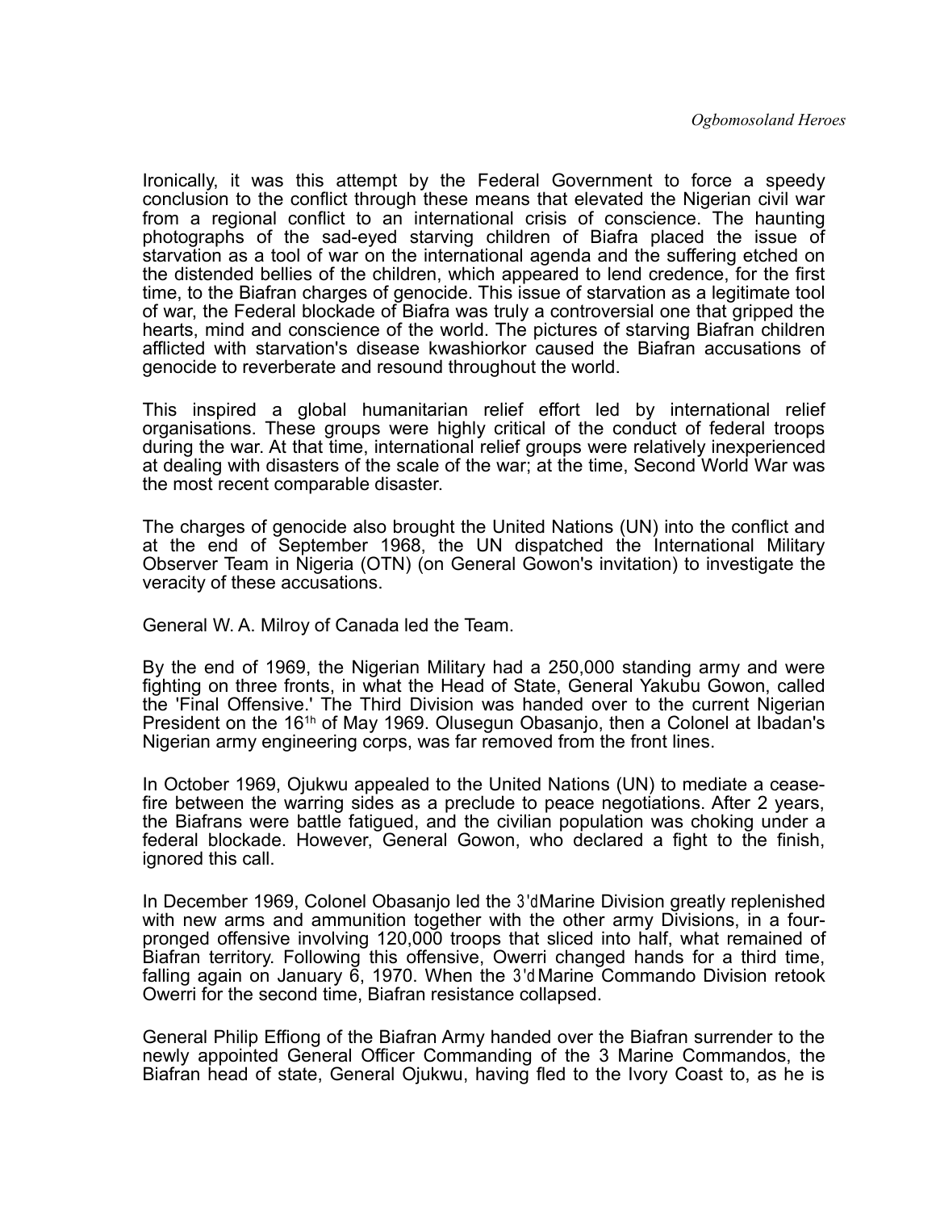Ironically, it was this attempt by the Federal Government to force a speedy conclusion to the conflict through these means that elevated the Nigerian civil war from a regional conflict to an international crisis of conscience. The haunting photographs of the sad-eyed starving children of Biafra placed the issue of starvation as a tool of war on the international agenda and the suffering etched on the distended bellies of the children, which appeared to lend credence, for the first time, to the Biafran charges of genocide. This issue of starvation as a legitimate tool of war, the Federal blockade of Biafra was truly a controversial one that gripped the hearts, mind and conscience of the world. The pictures of starving Biafran children afflicted with starvation's disease kwashiorkor caused the Biafran accusations of genocide to reverberate and resound throughout the world.

This inspired a global humanitarian relief effort led by international relief organisations. These groups were highly critical of the conduct of federal troops during the war. At that time, international relief groups were relatively inexperienced at dealing with disasters of the scale of the war; at the time, Second World War was the most recent comparable disaster.

The charges of genocide also brought the United Nations (UN) into the conflict and at the end of September 1968, the UN dispatched the International Military Observer Team in Nigeria (OTN) (on General Gowon's invitation) to investigate the veracity of these accusations.

General W. A. Milroy of Canada led the Team.

By the end of 1969, the Nigerian Military had a 250,000 standing army and were fighting on three fronts, in what the Head of State, General Yakubu Gowon, called the 'Final Offensive.' The Third Division was handed over to the current Nigerian President on the 16[1h] of May 1969. Olusegun Obasanjo, then a Colonel at Ibadan's Nigerian army engineering corps, was far removed from the front lines.

In October 1969, Ojukwu appealed to the United Nations (UN) to mediate a cease-fire between the warring sides as a preclude to peace negotiations. After 2 years, the Biafrans were battle fatigued, and the civilian population was choking under a federal blockade. However, General Gowon, who declared a fight to the finish, ignored this call.

In December 1969, Colonel Obasanjo led the 3'dMarine Division greatly replenished with new arms and ammunition together with the other army Divisions, in a four-pronged offensive involving 120,000 troops that sliced into half, what remained of Biafran territory. Following this offensive, Owerri changed hands for a third time, falling again on January 6, 1970. When the 3'd Marine Commando Division retook Owerri for the second time, Biafran resistance collapsed.

General Philip Effiong of the Biafran Army handed over the Biafran surrender to the newly appointed General Officer Commanding of the 3 Marine Commandos, the Biafran head of state, General Ojukwu, having fled to the Ivory Coast to, as he is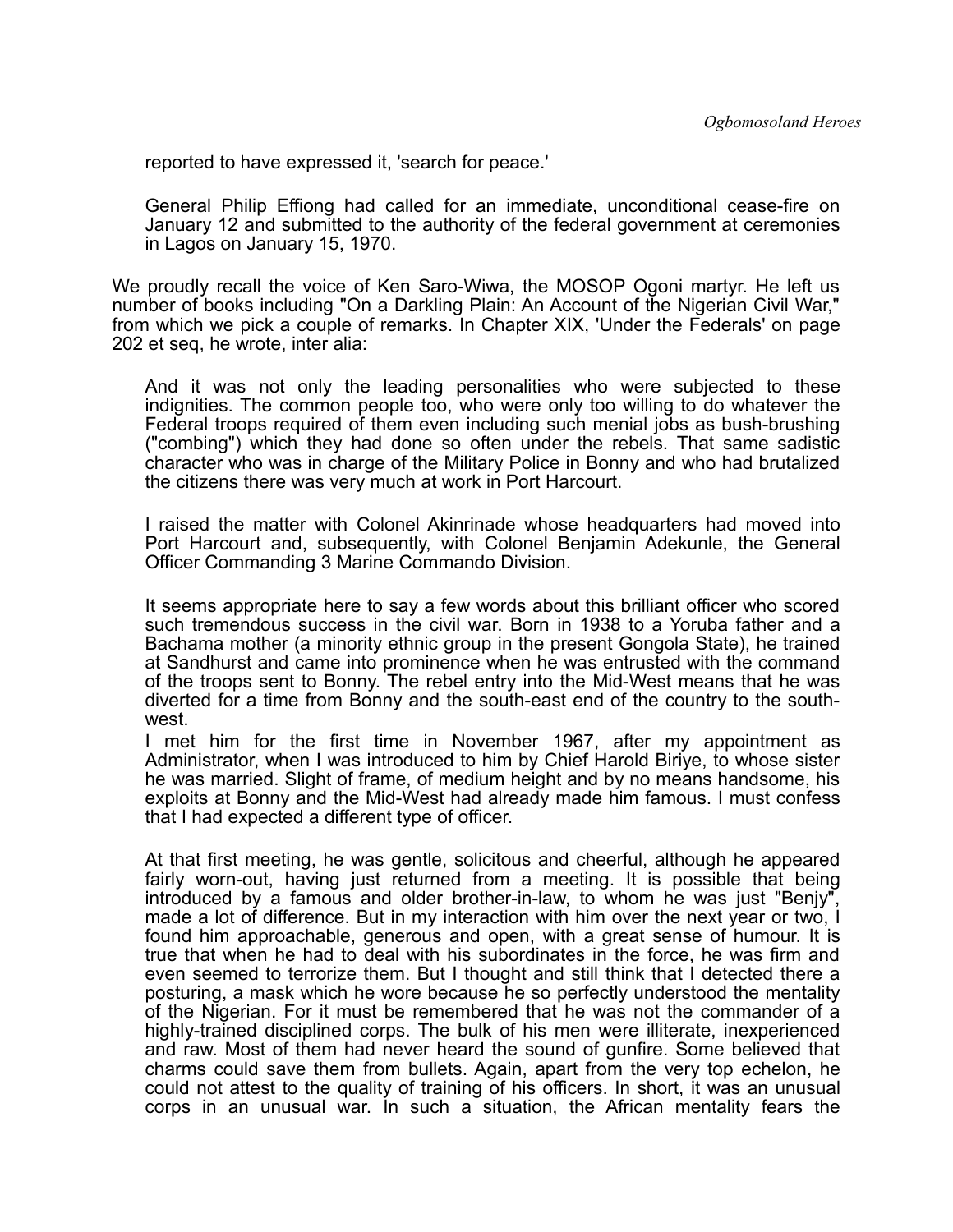reported to have expressed it, 'search for peace.'

> General Philip Effiong had called for an immediate, unconditional cease-fire on January 12 and submitted to the authority of the federal government at ceremonies in Lagos on January 15, 1970.

We proudly recall the voice of Ken Saro-Wiwa, the MOSOP Ogoni martyr. He left us number of books including "On a Darkling Plain: An Account of the Nigerian Civil War," from which we pick a couple of remarks. In Chapter XIX, 'Under the Federals' on page 202 et seq, he wrote, inter alia:

> And it was not only the leading personalities who were subjected to these indignities. The common people too, who were only too willing to do whatever the Federal troops required of them even including such menial jobs as bush-brushing ("combing") which they had done so often under the rebels. That same sadistic character who was in charge of the Military Police in Bonny and who had brutalized the citizens there was very much at work in Port Harcourt.
>
> I raised the matter with Colonel Akinrinade whose headquarters had moved into Port Harcourt and, subsequently, with Colonel Benjamin Adekunle, the General Officer Commanding 3 Marine Commando Division.
>
> It seems appropriate here to say a few words about this brilliant officer who scored such tremendous success in the civil war. Born in 1938 to a Yoruba father and a Bachama mother (a minority ethnic group in the present Gongola State), he trained at Sandhurst and came into prominence when he was entrusted with the command of the troops sent to Bonny. The rebel entry into the Mid-West means that he was diverted for a time from Bonny and the south-east end of the country to the south-west.
>
> I met him for the first time in November 1967, after my appointment as Administrator, when I was introduced to him by Chief Harold Biriye, to whose sister he was married. Slight of frame, of medium height and by no means handsome, his exploits at Bonny and the Mid-West had already made him famous. I must confess that I had expected a different type of officer.
>
> At that first meeting, he was gentle, solicitous and cheerful, although he appeared fairly worn-out, having just returned from a meeting. It is possible that being introduced by a famous and older brother-in-law, to whom he was just "Benjy", made a lot of difference. But in my interaction with him over the next year or two, I found him approachable, generous and open, with a great sense of humour. It is true that when he had to deal with his subordinates in the force, he was firm and even seemed to terrorize them. But I thought and still think that I detected there a posturing, a mask which he wore because he so perfectly understood the mentality of the Nigerian. For it must be remembered that he was not the commander of a highly-trained disciplined corps. The bulk of his men were illiterate, inexperienced and raw. Most of them had never heard the sound of gunfire. Some believed that charms could save them from bullets. Again, apart from the very top echelon, he could not attest to the quality of training of his officers. In short, it was an unusual corps in an unusual war. In such a situation, the African mentality fears the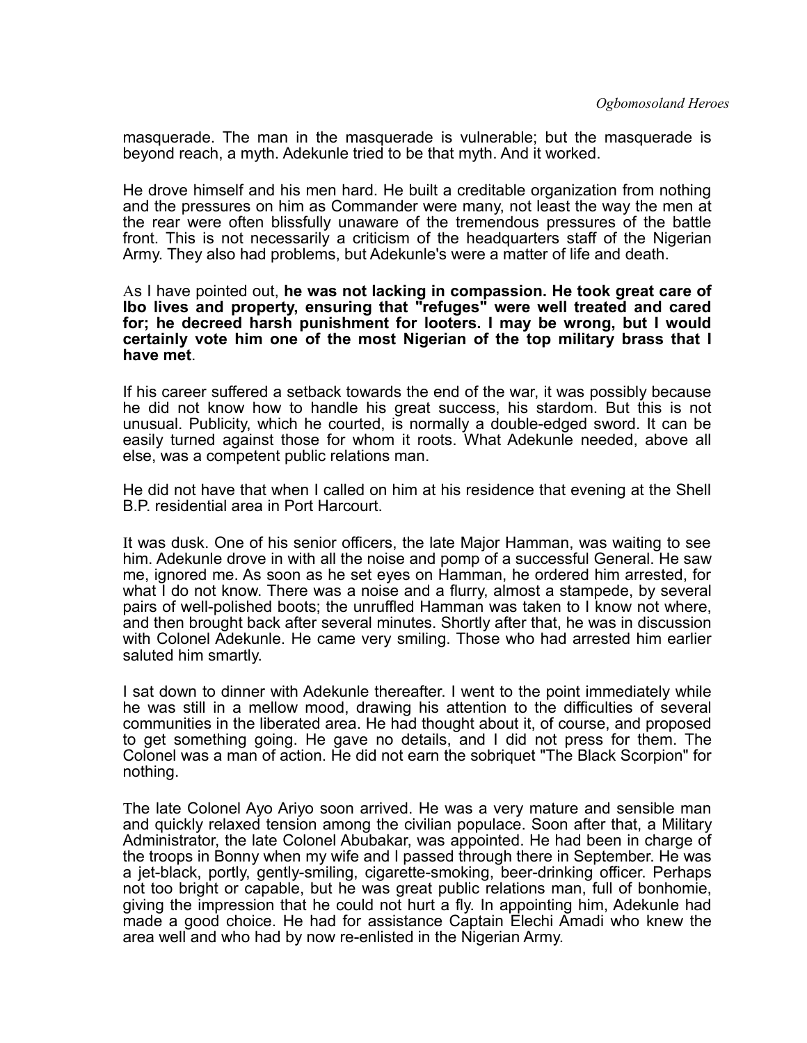masquerade. The man in the masquerade is vulnerable; but the masquerade is beyond reach, a myth. Adekunle tried to be that myth. And it worked.

He drove himself and his men hard. He built a creditable organization from nothing and the pressures on him as Commander were many, not least the way the men at the rear were often blissfully unaware of the tremendous pressures of the battle front. This is not necessarily a criticism of the headquarters staff of the Nigerian Army. They also had problems, but Adekunle's were a matter of life and death.

As I have pointed out, **he was not lacking in compassion. He took great care of Ibo lives and property, ensuring that "refuges" were well treated and cared for; he decreed harsh punishment for looters. I may be wrong, but I would certainly vote him one of the most Nigerian of the top military brass that I have met**.

If his career suffered a setback towards the end of the war, it was possibly because he did not know how to handle his great success, his stardom. But this is not unusual. Publicity, which he courted, is normally a double-edged sword. It can be easily turned against those for whom it roots. What Adekunle needed, above all else, was a competent public relations man.

He did not have that when I called on him at his residence that evening at the Shell B.P. residential area in Port Harcourt.

It was dusk. One of his senior officers, the late Major Hamman, was waiting to see him. Adekunle drove in with all the noise and pomp of a successful General. He saw me, ignored me. As soon as he set eyes on Hamman, he ordered him arrested, for what I do not know. There was a noise and a flurry, almost a stampede, by several pairs of well-polished boots; the unruffled Hamman was taken to I know not where, and then brought back after several minutes. Shortly after that, he was in discussion with Colonel Adekunle. He came very smiling. Those who had arrested him earlier saluted him smartly.

I sat down to dinner with Adekunle thereafter. I went to the point immediately while he was still in a mellow mood, drawing his attention to the difficulties of several communities in the liberated area. He had thought about it, of course, and proposed to get something going. He gave no details, and I did not press for them. The Colonel was a man of action. He did not earn the sobriquet "The Black Scorpion" for nothing.

The late Colonel Ayo Ariyo soon arrived. He was a very mature and sensible man and quickly relaxed tension among the civilian populace. Soon after that, a Military Administrator, the late Colonel Abubakar, was appointed. He had been in charge of the troops in Bonny when my wife and I passed through there in September. He was a jet-black, portly, gently-smiling, cigarette-smoking, beer-drinking officer. Perhaps not too bright or capable, but he was great public relations man, full of bonhomie, giving the impression that he could not hurt a fly. In appointing him, Adekunle had made a good choice. He had for assistance Captain Elechi Amadi who knew the area well and who had by now re-enlisted in the Nigerian Army.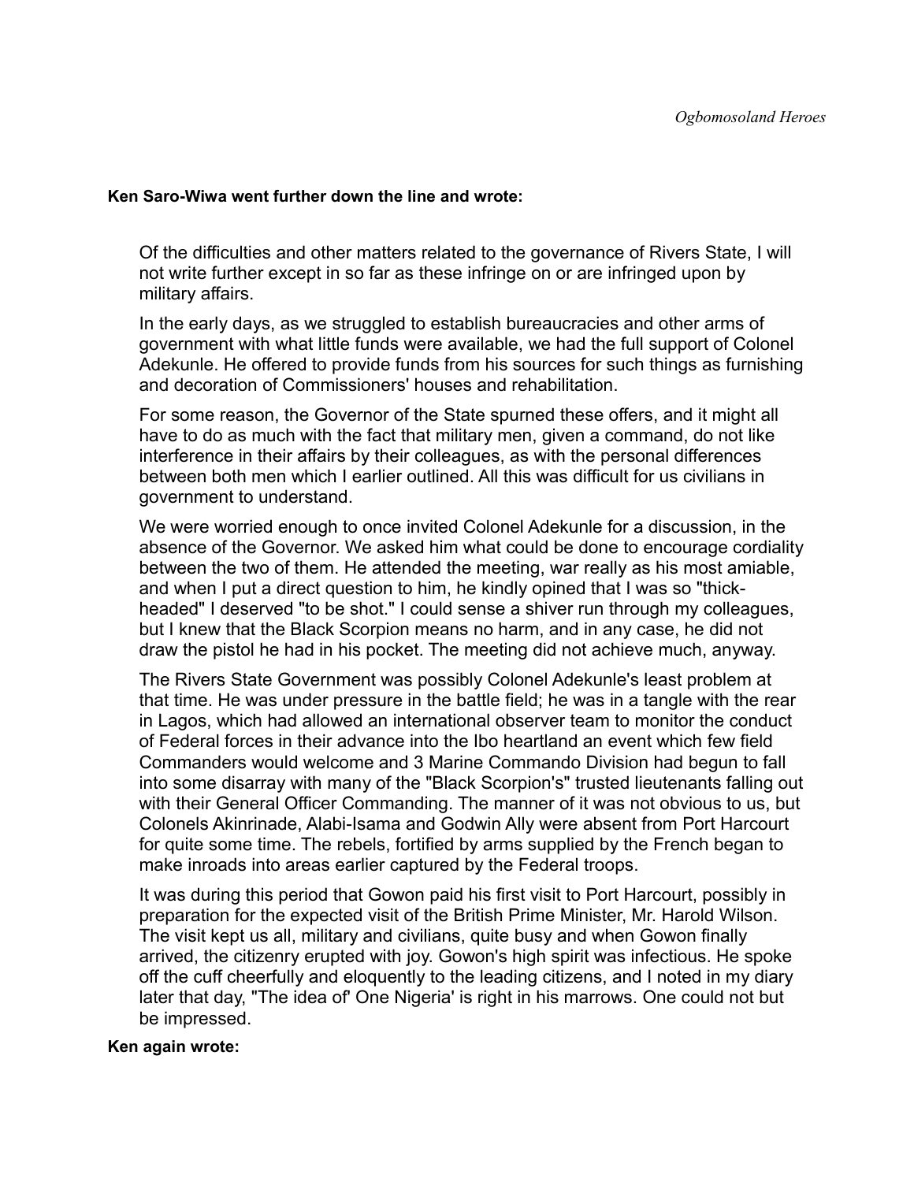**Ken Saro-Wiwa went further down the line and wrote:**

> Of the difficulties and other matters related to the governance of Rivers State, I will not write further except in so far as these infringe on or are infringed upon by military affairs.
>
> In the early days, as we struggled to establish bureaucracies and other arms of government with what little funds were available, we had the full support of Colonel Adekunle. He offered to provide funds from his sources for such things as furnishing and decoration of Commissioners' houses and rehabilitation.
>
> For some reason, the Governor of the State spurned these offers, and it might all have to do as much with the fact that military men, given a command, do not like interference in their affairs by their colleagues, as with the personal differences between both men which I earlier outlined. All this was difficult for us civilians in government to understand.
>
> We were worried enough to once invited Colonel Adekunle for a discussion, in the absence of the Governor. We asked him what could be done to encourage cordiality between the two of them. He attended the meeting, war really as his most amiable, and when I put a direct question to him, he kindly opined that I was so "thick-headed" I deserved "to be shot." I could sense a shiver run through my colleagues, but I knew that the Black Scorpion means no harm, and in any case, he did not draw the pistol he had in his pocket. The meeting did not achieve much, anyway.
>
> The Rivers State Government was possibly Colonel Adekunle's least problem at that time. He was under pressure in the battle field; he was in a tangle with the rear in Lagos, which had allowed an international observer team to monitor the conduct of Federal forces in their advance into the Ibo heartland an event which few field Commanders would welcome and 3 Marine Commando Division had begun to fall into some disarray with many of the "Black Scorpion's" trusted lieutenants falling out with their General Officer Commanding. The manner of it was not obvious to us, but Colonels Akinrinade, Alabi-Isama and Godwin Ally were absent from Port Harcourt for quite some time. The rebels, fortified by arms supplied by the French began to make inroads into areas earlier captured by the Federal troops.
>
> It was during this period that Gowon paid his first visit to Port Harcourt, possibly in preparation for the expected visit of the British Prime Minister, Mr. Harold Wilson. The visit kept us all, military and civilians, quite busy and when Gowon finally arrived, the citizenry erupted with joy. Gowon's high spirit was infectious. He spoke off the cuff cheerfully and eloquently to the leading citizens, and I noted in my diary later that day, "The idea of' One Nigeria' is right in his marrows. One could not but be impressed.

**Ken again wrote:**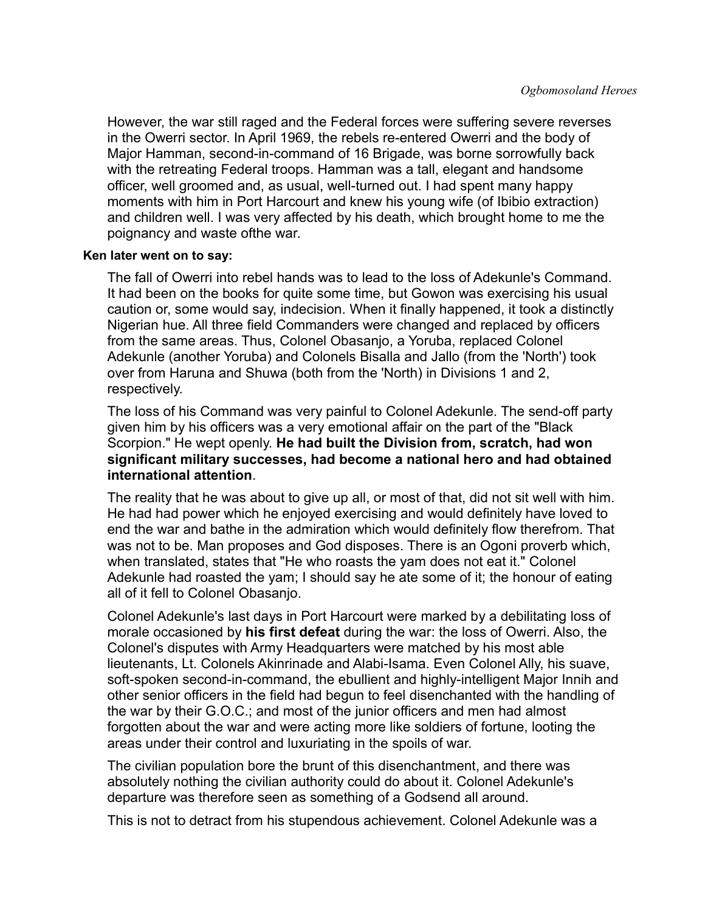However, the war still raged and the Federal forces were suffering severe reverses in the Owerri sector. In April 1969, the rebels re-entered Owerri and the body of Major Hamman, second-in-command of 16 Brigade, was borne sorrowfully back with the retreating Federal troops. Hamman was a tall, elegant and handsome officer, well groomed and, as usual, well-turned out. I had spent many happy moments with him in Port Harcourt and knew his young wife (of Ibibio extraction) and children well. I was very affected by his death, which brought home to me the poignancy and waste ofthe war.

**Ken later went on to say:**

The fall of Owerri into rebel hands was to lead to the loss of Adekunle's Command. It had been on the books for quite some time, but Gowon was exercising his usual caution or, some would say, indecision. When it finally happened, it took a distinctly Nigerian hue. All three field Commanders were changed and replaced by officers from the same areas. Thus, Colonel Obasanjo, a Yoruba, replaced Colonel Adekunle (another Yoruba) and Colonels Bisalla and Jallo (from the 'North') took over from Haruna and Shuwa (both from the 'North) in Divisions 1 and 2, respectively.

The loss of his Command was very painful to Colonel Adekunle. The send-off party given him by his officers was a very emotional affair on the part of the "Black Scorpion." He wept openly. **He had built the Division from, scratch, had won significant military successes, had become a national hero and had obtained international attention**.

The reality that he was about to give up all, or most of that, did not sit well with him. He had had power which he enjoyed exercising and would definitely have loved to end the war and bathe in the admiration which would definitely flow therefrom. That was not to be. Man proposes and God disposes. There is an Ogoni proverb which, when translated, states that "He who roasts the yam does not eat it." Colonel Adekunle had roasted the yam; I should say he ate some of it; the honour of eating all of it fell to Colonel Obasanjo.

Colonel Adekunle's last days in Port Harcourt were marked by a debilitating loss of morale occasioned by **his first defeat** during the war: the loss of Owerri. Also, the Colonel's disputes with Army Headquarters were matched by his most able lieutenants, Lt. Colonels Akinrinade and Alabi-Isama. Even Colonel Ally, his suave, soft-spoken second-in-command, the ebullient and highly-intelligent Major Innih and other senior officers in the field had begun to feel disenchanted with the handling of the war by their G.O.C.; and most of the junior officers and men had almost forgotten about the war and were acting more like soldiers of fortune, looting the areas under their control and luxuriating in the spoils of war.

The civilian population bore the brunt of this disenchantment, and there was absolutely nothing the civilian authority could do about it. Colonel Adekunle's departure was therefore seen as something of a Godsend all around.

This is not to detract from his stupendous achievement. Colonel Adekunle was a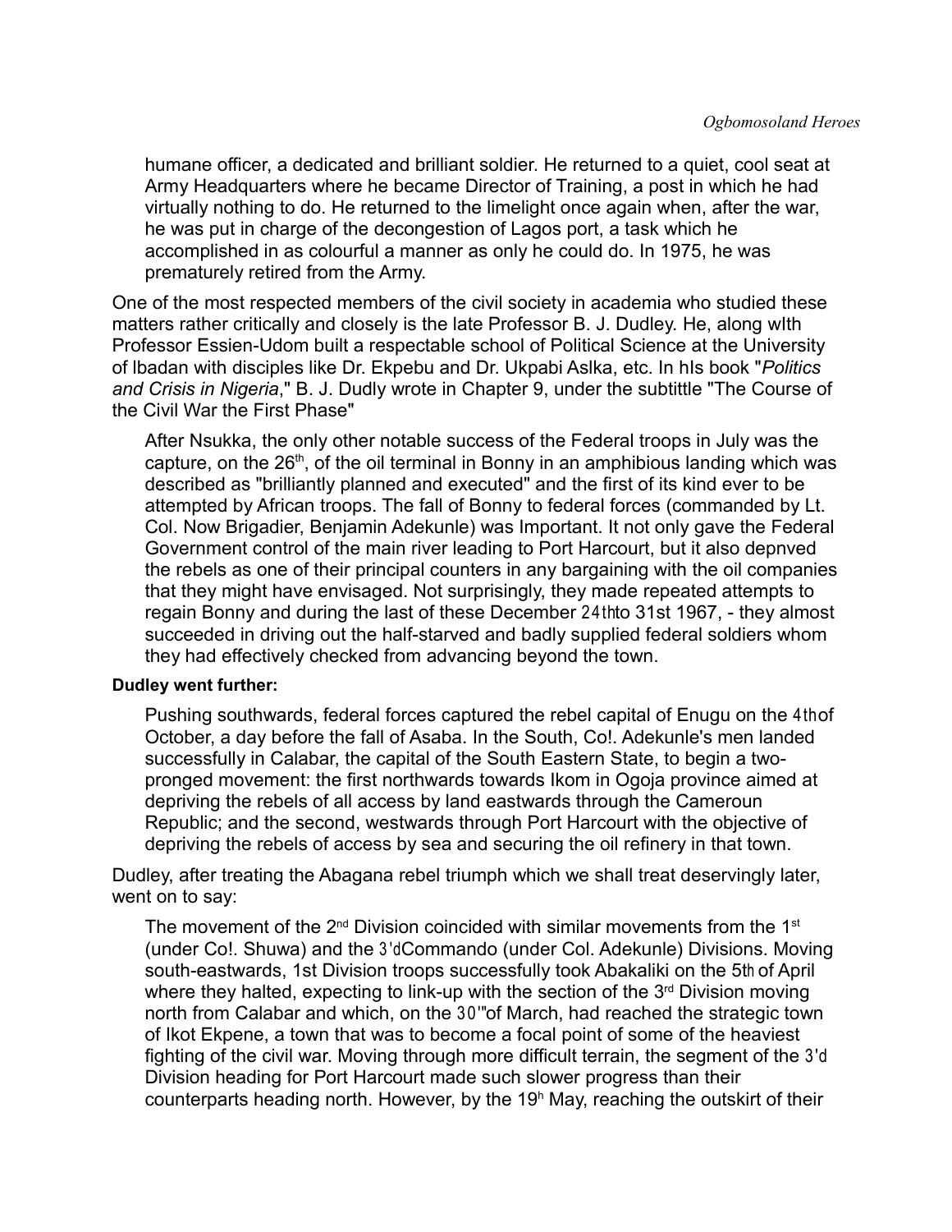humane officer, a dedicated and brilliant soldier. He returned to a quiet, cool seat at Army Headquarters where he became Director of Training, a post in which he had virtually nothing to do. He returned to the limelight once again when, after the war, he was put in charge of the decongestion of Lagos port, a task which he accomplished in as colourful a manner as only he could do. In 1975, he was prematurely retired from the Army.

One of the most respected members of the civil society in academia who studied these matters rather critically and closely is the late Professor B. J. Dudley. He, along wIth Professor Essien-Udom built a respectable school of Political Science at the University of lbadan with disciples like Dr. Ekpebu and Dr. Ukpabi Aslka, etc. In hIs book "*Politics and Crisis in Nigeria*," B. J. Dudly wrote in Chapter 9, under the subtittle "The Course of the Civil War the First Phase"

> After Nsukka, the only other notable success of the Federal troops in July was the capture, on the 26th, of the oil terminal in Bonny in an amphibious landing which was described as "brilliantly planned and executed" and the first of its kind ever to be attempted by African troops. The fall of Bonny to federal forces (commanded by Lt. Col. Now Brigadier, Benjamin Adekunle) was Important. It not only gave the Federal Government control of the main river leading to Port Harcourt, but it also depnved the rebels as one of their principal counters in any bargaining with the oil companies that they might have envisaged. Not surprisingly, they made repeated attempts to regain Bonny and during the last of these December 24thto 31st 1967, - they almost succeeded in driving out the half-starved and badly supplied federal soldiers whom they had effectively checked from advancing beyond the town.

**Dudley went further:**

> Pushing southwards, federal forces captured the rebel capital of Enugu on the 4thof October, a day before the fall of Asaba. In the South, Co!. Adekunle's men landed successfully in Calabar, the capital of the South Eastern State, to begin a two-pronged movement: the first northwards towards Ikom in Ogoja province aimed at depriving the rebels of all access by land eastwards through the Cameroun Republic; and the second, westwards through Port Harcourt with the objective of depriving the rebels of access by sea and securing the oil refinery in that town.

Dudley, after treating the Abagana rebel triumph which we shall treat deservingly later, went on to say:

> The movement of the 2nd Division coincided with similar movements from the 1st (under Co!. Shuwa) and the 3'dCommando (under Col. Adekunle) Divisions. Moving south-eastwards, 1st Division troops successfully took Abakaliki on the 5th of April where they halted, expecting to link-up with the section of the 3rd Division moving north from Calabar and which, on the 30'"of March, had reached the strategic town of Ikot Ekpene, a town that was to become a focal point of some of the heaviest fighting of the civil war. Moving through more difficult terrain, the segment of the 3'd Division heading for Port Harcourt made such slower progress than their counterparts heading north. However, by the 19h May, reaching the outskirt of their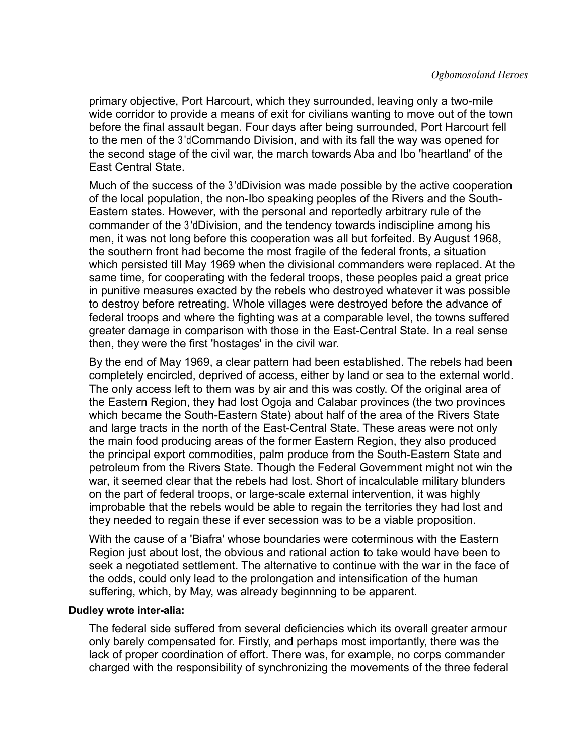primary objective, Port Harcourt, which they surrounded, leaving only a two-mile wide corridor to provide a means of exit for civilians wanting to move out of the town before the final assault began. Four days after being surrounded, Port Harcourt fell to the men of the 3'dCommando Division, and with its fall the way was opened for the second stage of the civil war, the march towards Aba and Ibo 'heartland' of the East Central State.

Much of the success of the 3'dDivision was made possible by the active cooperation of the local population, the non-Ibo speaking peoples of the Rivers and the South-Eastern states. However, with the personal and reportedly arbitrary rule of the commander of the 3'dDivision, and the tendency towards indiscipline among his men, it was not long before this cooperation was all but forfeited. By August 1968, the southern front had become the most fragile of the federal fronts, a situation which persisted till May 1969 when the divisional commanders were replaced. At the same time, for cooperating with the federal troops, these peoples paid a great price in punitive measures exacted by the rebels who destroyed whatever it was possible to destroy before retreating. Whole villages were destroyed before the advance of federal troops and where the fighting was at a comparable level, the towns suffered greater damage in comparison with those in the East-Central State. In a real sense then, they were the first 'hostages' in the civil war.

By the end of May 1969, a clear pattern had been established. The rebels had been completely encircled, deprived of access, either by land or sea to the external world. The only access left to them was by air and this was costly. Of the original area of the Eastern Region, they had lost Ogoja and Calabar provinces (the two provinces which became the South-Eastern State) about half of the area of the Rivers State and large tracts in the north of the East-Central State. These areas were not only the main food producing areas of the former Eastern Region, they also produced the principal export commodities, palm produce from the South-Eastern State and petroleum from the Rivers State. Though the Federal Government might not win the war, it seemed clear that the rebels had lost. Short of incalculable military blunders on the part of federal troops, or large-scale external intervention, it was highly improbable that the rebels would be able to regain the territories they had lost and they needed to regain these if ever secession was to be a viable proposition.

With the cause of a 'Biafra' whose boundaries were coterminous with the Eastern Region just about lost, the obvious and rational action to take would have been to seek a negotiated settlement. The alternative to continue with the war in the face of the odds, could only lead to the prolongation and intensification of the human suffering, which, by May, was already beginnning to be apparent.

**Dudley wrote inter-alia:**

The federal side suffered from several deficiencies which its overall greater armour only barely compensated for. Firstly, and perhaps most importantly, there was the lack of proper coordination of effort. There was, for example, no corps commander charged with the responsibility of synchronizing the movements of the three federal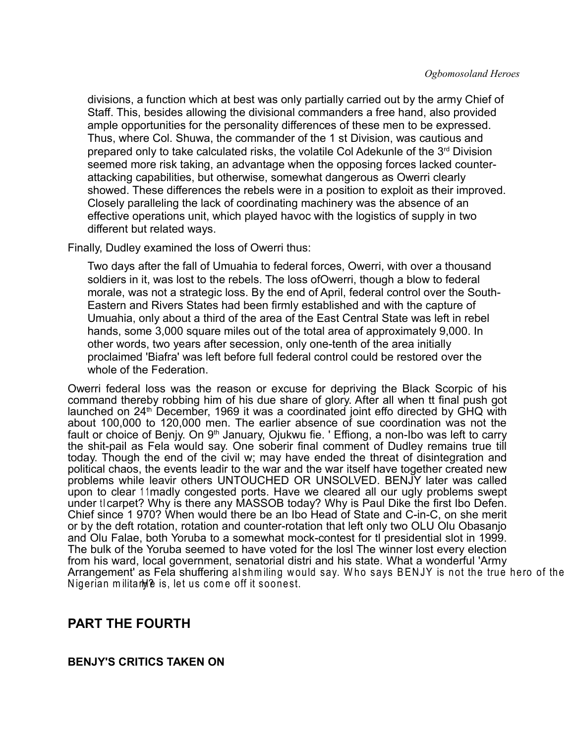divisions, a function which at best was only partially carried out by the army Chief of Staff. This, besides allowing the divisional commanders a free hand, also provided ample opportunities for the personality differences of these men to be expressed. Thus, where Col. Shuwa, the commander of the 1 st Division, was cautious and prepared only to take calculated risks, the volatile Col Adekunle of the 3rd Division seemed more risk taking, an advantage when the opposing forces lacked counter-attacking capabilities, but otherwise, somewhat dangerous as Owerri clearly showed. These differences the rebels were in a position to exploit as their improved. Closely paralleling the lack of coordinating machinery was the absence of an effective operations unit, which played havoc with the logistics of supply in two different but related ways.

Finally, Dudley examined the loss of Owerri thus:

> Two days after the fall of Umuahia to federal forces, Owerri, with over a thousand soldiers in it, was lost to the rebels. The loss ofOwerri, though a blow to federal morale, was not a strategic loss. By the end of April, federal control over the South-Eastern and Rivers States had been firmly established and with the capture of Umuahia, only about a third of the area of the East Central State was left in rebel hands, some 3,000 square miles out of the total area of approximately 9,000. In other words, two years after secession, only one-tenth of the area initially proclaimed 'Biafra' was left before full federal control could be restored over the whole of the Federation.

Owerri federal loss was the reason or excuse for depriving the Black Scorpic of his command thereby robbing him of his due share of glory. After all when tt final push got launched on 24th December, 1969 it was a coordinated joint effo directed by GHQ with about 100,000 to 120,000 men. The earlier absence of sue coordination was not the fault or choice of Benjy. On 9th January, Ojukwu fie. ' Effiong, a non-Ibo was left to carry the shit-pail as Fela would say. One soberir final comment of Dudley remains true till today. Though the end of the civil w; may have ended the threat of disintegration and political chaos, the events leadir to the war and the war itself have together created new problems while leavir others UNTOUCHED OR UNSOLVED. BENJY later was called upon to clear 11madly congested ports. Have we cleared all our ugly problems swept under tlcarpet? Why is there any MASSOB today? Why is Paul Dike the first Ibo Defen. Chief since 1 970? When would there be an Ibo Head of State and C-in-C, on she merit or by the deft rotation, rotation and counter-rotation that left only two OLU Olu Obasanjo and Olu Falae, both Yoruba to a somewhat mock-contest for tl presidential slot in 1999. The bulk of the Yoruba seemed to have voted for the losl The winner lost every election from his ward, local government, senatorial distri and his state. What a wonderful 'Army Arrangement' as Fela shuffering alshmiling would say. Who says BENJY is not the true hero of the Nigerian military? He is, let us come off it soonest.

## PART THE FOURTH

### BENJY'S CRITICS TAKEN ON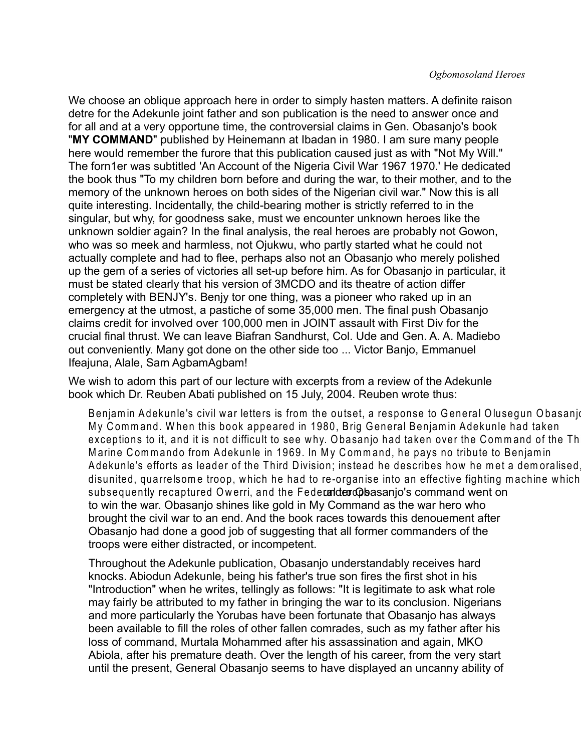We choose an oblique approach here in order to simply hasten matters. A definite raison detre for the Adekunle joint father and son publication is the need to answer once and for all and at a very opportune time, the controversial claims in Gen. Obasanjo's book "**MY COMMAND**" published by Heinemann at Ibadan in 1980. I am sure many people here would remember the furore that this publication caused just as with "Not My Will." The forn1er was subtitled 'An Account of the Nigeria Civil War 1967 1970.' He dedicated the book thus "To my children born before and during the war, to their mother, and to the memory of the unknown heroes on both sides of the Nigerian civil war." Now this is all quite interesting. Incidentally, the child-bearing mother is strictly referred to in the singular, but why, for goodness sake, must we encounter unknown heroes like the unknown soldier again? In the final analysis, the real heroes are probably not Gowon, who was so meek and harmless, not Ojukwu, who partly started what he could not actually complete and had to flee, perhaps also not an Obasanjo who merely polished up the gem of a series of victories all set-up before him. As for Obasanjo in particular, it must be stated clearly that his version of 3MCDO and its theatre of action differ completely with BENJY's. Benjy tor one thing, was a pioneer who raked up in an emergency at the utmost, a pastiche of some 35,000 men. The final push Obasanjo claims credit for involved over 100,000 men in JOINT assault with First Div for the crucial final thrust. We can leave Biafran Sandhurst, Col. Ude and Gen. A. A. Madiebo out conveniently. Many got done on the other side too ... Victor Banjo, Emmanuel Ifeajuna, Alale, Sam AgbamAgbam!

We wish to adorn this part of our lecture with excerpts from a review of the Adekunle book which Dr. Reuben Abati published on 15 July, 2004. Reuben wrote thus:

> Benjamin Adekunle's civil war letters is from the outset, a response to General Olusegun Obasanjo My Command. When this book appeared in 1980, Brig General Benjamin Adekunle had taken exceptions to it, and it is not difficult to see why. Obasanjo had taken over the Command of the Th Marine Commando from Adekunle in 1969. In My Command, he pays no tribute to Benjamin Adekunle's efforts as leader of the Third Division; instead he describes how he met a demoralised, disunited, quarrelsome troop, which he had to re-organise into an effective fighting machine which subsequently recaptured Owerri, and the Federal troops under Obasanjo's command went on to win the war. Obasanjo shines like gold in My Command as the war hero who brought the civil war to an end. And the book races towards this denouement after Obasanjo had done a good job of suggesting that all former commanders of the troops were either distracted, or incompetent.
>
> Throughout the Adekunle publication, Obasanjo understandably receives hard knocks. Abiodun Adekunle, being his father's true son fires the first shot in his "Introduction" when he writes, tellingly as follows: "It is legitimate to ask what role may fairly be attributed to my father in bringing the war to its conclusion. Nigerians and more particularly the Yorubas have been fortunate that Obasanjo has always been available to fill the roles of other fallen comrades, such as my father after his loss of command, Murtala Mohammed after his assassination and again, MKO Abiola, after his premature death. Over the length of his career, from the very start until the present, General Obasanjo seems to have displayed an uncanny ability of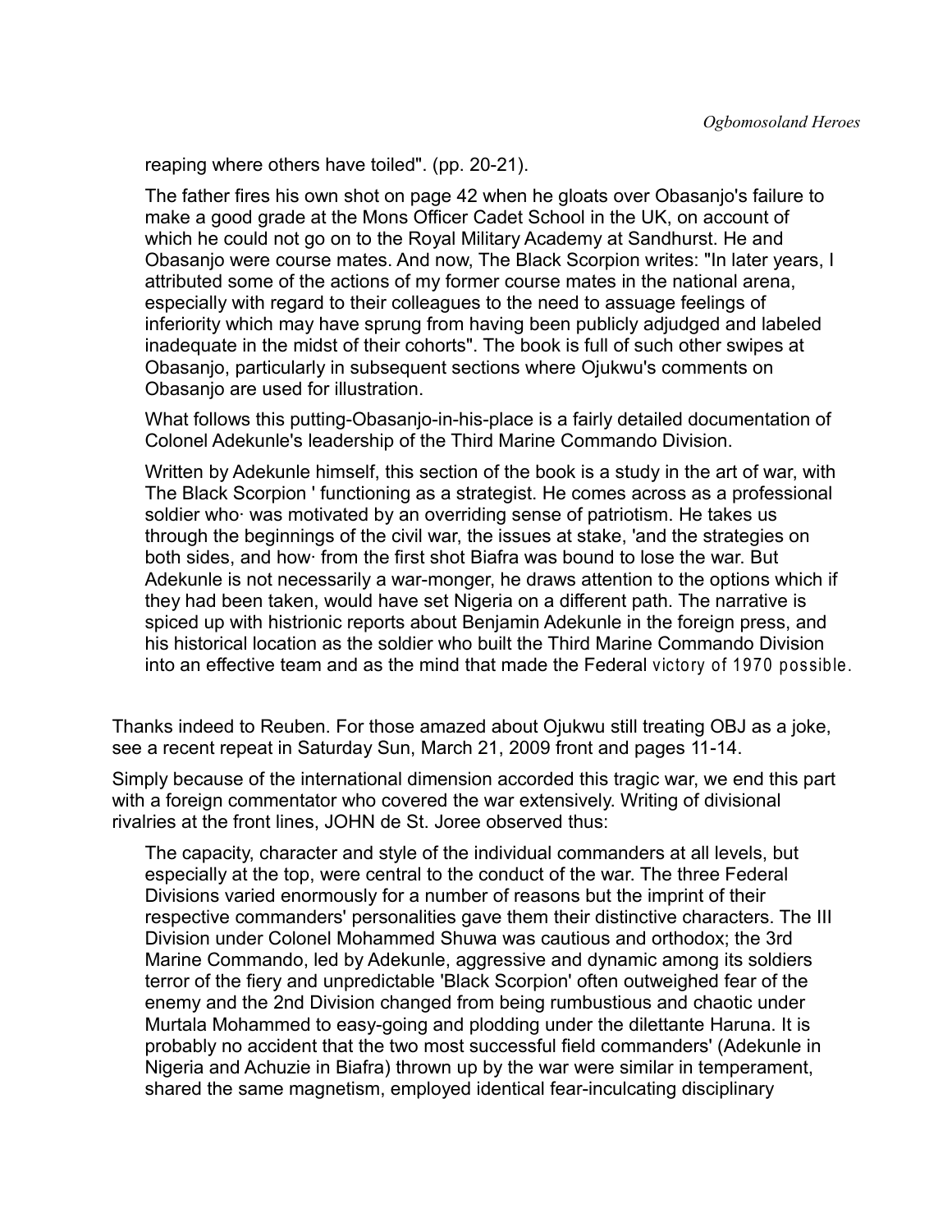reaping where others have toiled". (pp. 20-21).

The father fires his own shot on page 42 when he gloats over Obasanjo's failure to make a good grade at the Mons Officer Cadet School in the UK, on account of which he could not go on to the Royal Military Academy at Sandhurst. He and Obasanjo were course mates. And now, The Black Scorpion writes: "In later years, I attributed some of the actions of my former course mates in the national arena, especially with regard to their colleagues to the need to assuage feelings of inferiority which may have sprung from having been publicly adjudged and labeled inadequate in the midst of their cohorts". The book is full of such other swipes at Obasanjo, particularly in subsequent sections where Ojukwu's comments on Obasanjo are used for illustration.

What follows this putting-Obasanjo-in-his-place is a fairly detailed documentation of Colonel Adekunle's leadership of the Third Marine Commando Division.

Written by Adekunle himself, this section of the book is a study in the art of war, with The Black Scorpion ' functioning as a strategist. He comes across as a professional soldier who· was motivated by an overriding sense of patriotism. He takes us through the beginnings of the civil war, the issues at stake, 'and the strategies on both sides, and how· from the first shot Biafra was bound to lose the war. But Adekunle is not necessarily a war-monger, he draws attention to the options which if they had been taken, would have set Nigeria on a different path. The narrative is spiced up with histrionic reports about Benjamin Adekunle in the foreign press, and his historical location as the soldier who built the Third Marine Commando Division into an effective team and as the mind that made the Federal victory of 1970 possible.

Thanks indeed to Reuben. For those amazed about Ojukwu still treating OBJ as a joke, see a recent repeat in Saturday Sun, March 21, 2009 front and pages 11-14.

Simply because of the international dimension accorded this tragic war, we end this part with a foreign commentator who covered the war extensively. Writing of divisional rivalries at the front lines, JOHN de St. Joree observed thus:

> The capacity, character and style of the individual commanders at all levels, but especially at the top, were central to the conduct of the war. The three Federal Divisions varied enormously for a number of reasons but the imprint of their respective commanders' personalities gave them their distinctive characters. The III Division under Colonel Mohammed Shuwa was cautious and orthodox; the 3rd Marine Commando, led by Adekunle, aggressive and dynamic among its soldiers terror of the fiery and unpredictable 'Black Scorpion' often outweighed fear of the enemy and the 2nd Division changed from being rumbustious and chaotic under Murtala Mohammed to easy-going and plodding under the dilettante Haruna. It is probably no accident that the two most successful field commanders' (Adekunle in Nigeria and Achuzie in Biafra) thrown up by the war were similar in temperament, shared the same magnetism, employed identical fear-inculcating disciplinary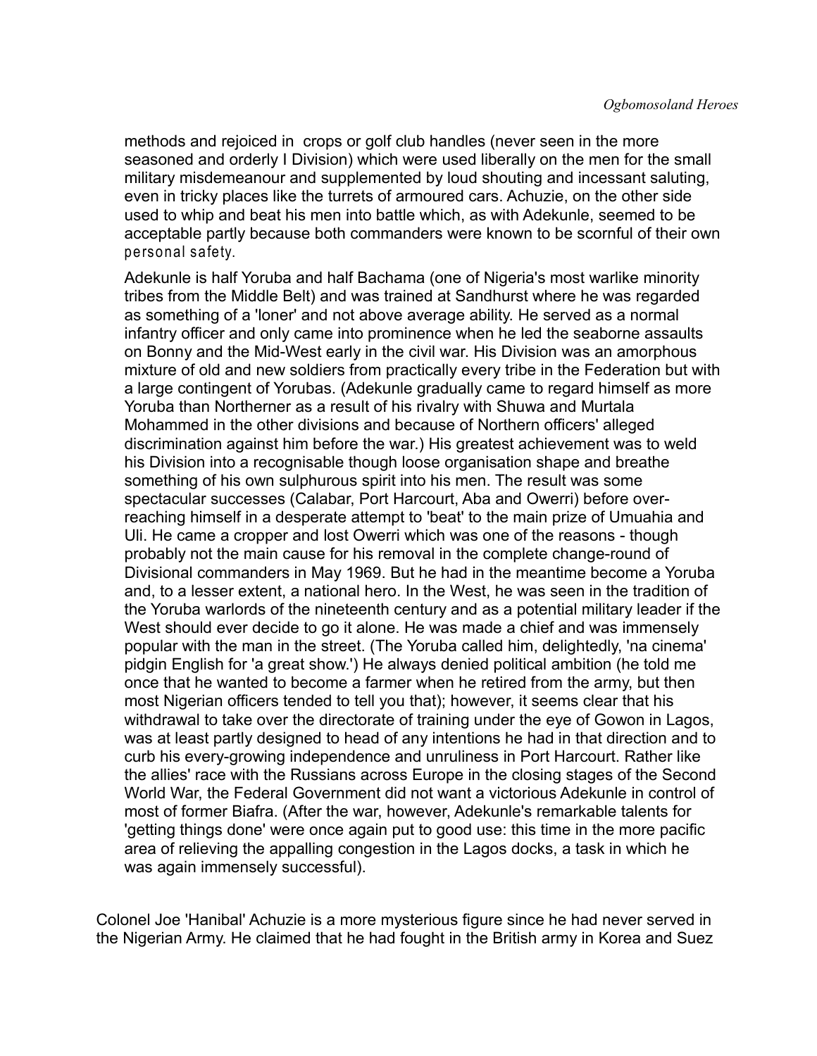methods and rejoiced in crops or golf club handles (never seen in the more seasoned and orderly I Division) which were used liberally on the men for the small military misdemeanour and supplemented by loud shouting and incessant saluting, even in tricky places like the turrets of armoured cars. Achuzie, on the other side used to whip and beat his men into battle which, as with Adekunle, seemed to be acceptable partly because both commanders were known to be scornful of their own personal safety.

Adekunle is half Yoruba and half Bachama (one of Nigeria's most warlike minority tribes from the Middle Belt) and was trained at Sandhurst where he was regarded as something of a 'loner' and not above average ability. He served as a normal infantry officer and only came into prominence when he led the seaborne assaults on Bonny and the Mid-West early in the civil war. His Division was an amorphous mixture of old and new soldiers from practically every tribe in the Federation but with a large contingent of Yorubas. (Adekunle gradually came to regard himself as more Yoruba than Northerner as a result of his rivalry with Shuwa and Murtala Mohammed in the other divisions and because of Northern officers' alleged discrimination against him before the war.) His greatest achievement was to weld his Division into a recognisable though loose organisation shape and breathe something of his own sulphurous spirit into his men. The result was some spectacular successes (Calabar, Port Harcourt, Aba and Owerri) before over-reaching himself in a desperate attempt to 'beat' to the main prize of Umuahia and Uli. He came a cropper and lost Owerri which was one of the reasons - though probably not the main cause for his removal in the complete change-round of Divisional commanders in May 1969. But he had in the meantime become a Yoruba and, to a lesser extent, a national hero. In the West, he was seen in the tradition of the Yoruba warlords of the nineteenth century and as a potential military leader if the West should ever decide to go it alone. He was made a chief and was immensely popular with the man in the street. (The Yoruba called him, delightedly, 'na cinema' pidgin English for 'a great show.') He always denied political ambition (he told me once that he wanted to become a farmer when he retired from the army, but then most Nigerian officers tended to tell you that); however, it seems clear that his withdrawal to take over the directorate of training under the eye of Gowon in Lagos, was at least partly designed to head of any intentions he had in that direction and to curb his every-growing independence and unruliness in Port Harcourt. Rather like the allies' race with the Russians across Europe in the closing stages of the Second World War, the Federal Government did not want a victorious Adekunle in control of most of former Biafra. (After the war, however, Adekunle's remarkable talents for 'getting things done' were once again put to good use: this time in the more pacific area of relieving the appalling congestion in the Lagos docks, a task in which he was again immensely successful).

Colonel Joe 'Hanibal' Achuzie is a more mysterious figure since he had never served in the Nigerian Army. He claimed that he had fought in the British army in Korea and Suez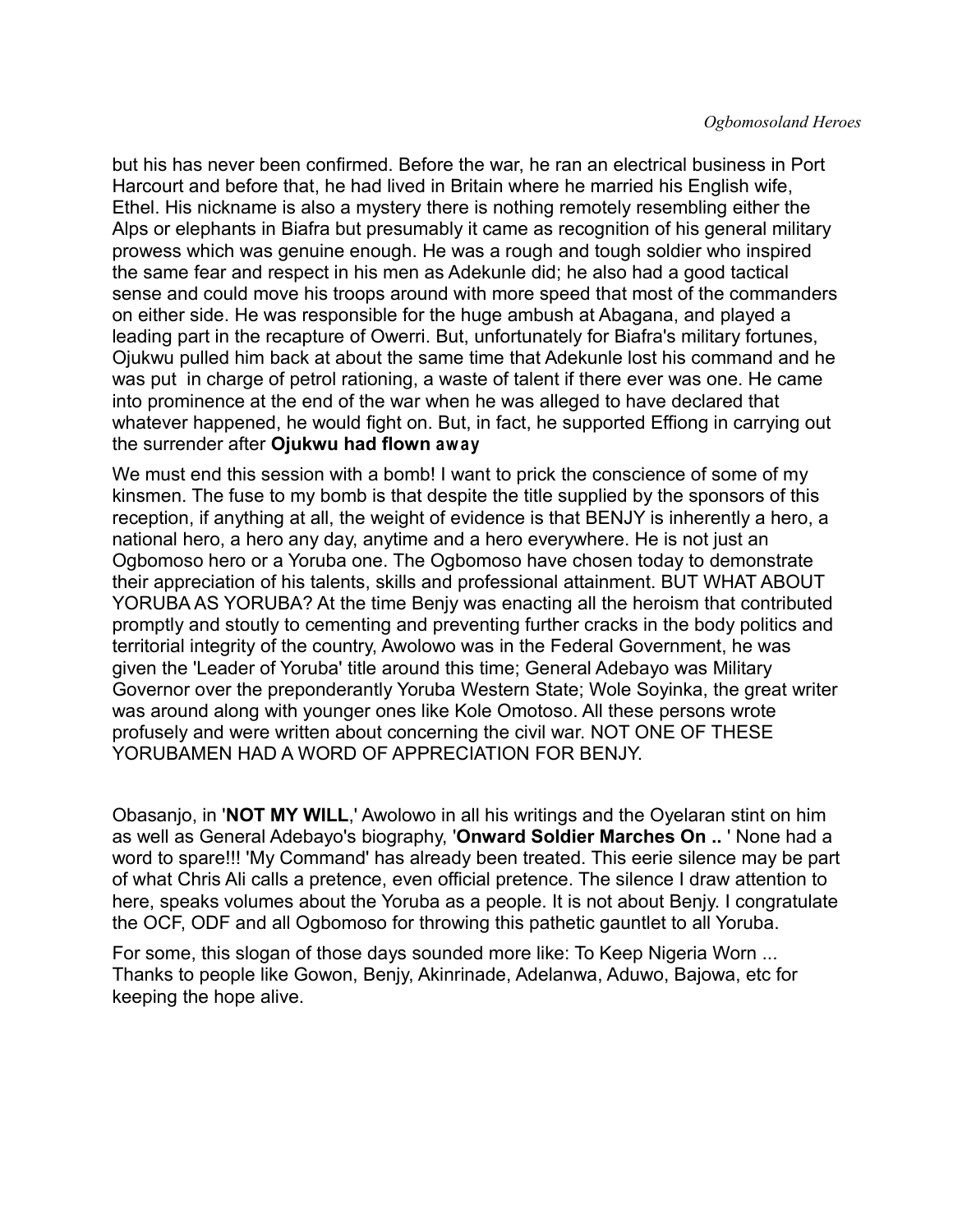but his has never been confirmed. Before the war, he ran an electrical business in Port Harcourt and before that, he had lived in Britain where he married his English wife, Ethel. His nickname is also a mystery there is nothing remotely resembling either the Alps or elephants in Biafra but presumably it came as recognition of his general military prowess which was genuine enough. He was a rough and tough soldier who inspired the same fear and respect in his men as Adekunle did; he also had a good tactical sense and could move his troops around with more speed that most of the commanders on either side. He was responsible for the huge ambush at Abagana, and played a leading part in the recapture of Owerri. But, unfortunately for Biafra's military fortunes, Ojukwu pulled him back at about the same time that Adekunle lost his command and he was put in charge of petrol rationing, a waste of talent if there ever was one. He came into prominence at the end of the war when he was alleged to have declared that whatever happened, he would fight on. But, in fact, he supported Effiong in carrying out the surrender after **Ojukwu had flown away**

We must end this session with a bomb! I want to prick the conscience of some of my kinsmen. The fuse to my bomb is that despite the title supplied by the sponsors of this reception, if anything at all, the weight of evidence is that BENJY is inherently a hero, a national hero, a hero any day, anytime and a hero everywhere. He is not just an Ogbomoso hero or a Yoruba one. The Ogbomoso have chosen today to demonstrate their appreciation of his talents, skills and professional attainment. BUT WHAT ABOUT YORUBA AS YORUBA? At the time Benjy was enacting all the heroism that contributed promptly and stoutly to cementing and preventing further cracks in the body politics and territorial integrity of the country, Awolowo was in the Federal Government, he was given the 'Leader of Yoruba' title around this time; General Adebayo was Military Governor over the preponderantly Yoruba Western State; Wole Soyinka, the great writer was around along with younger ones like Kole Omotoso. All these persons wrote profusely and were written about concerning the civil war. NOT ONE OF THESE YORUBAMEN HAD A WORD OF APPRECIATION FOR BENJY.

Obasanjo, in '**NOT MY WILL**,' Awolowo in all his writings and the Oyelaran stint on him as well as General Adebayo's biography, '**Onward Soldier Marches On ..** ' None had a word to spare!!! 'My Command' has already been treated. This eerie silence may be part of what Chris Ali calls a pretence, even official pretence. The silence I draw attention to here, speaks volumes about the Yoruba as a people. It is not about Benjy. I congratulate the OCF, ODF and all Ogbomoso for throwing this pathetic gauntlet to all Yoruba.

For some, this slogan of those days sounded more like: To Keep Nigeria Worn ... Thanks to people like Gowon, Benjy, Akinrinade, Adelanwa, Aduwo, Bajowa, etc for keeping the hope alive.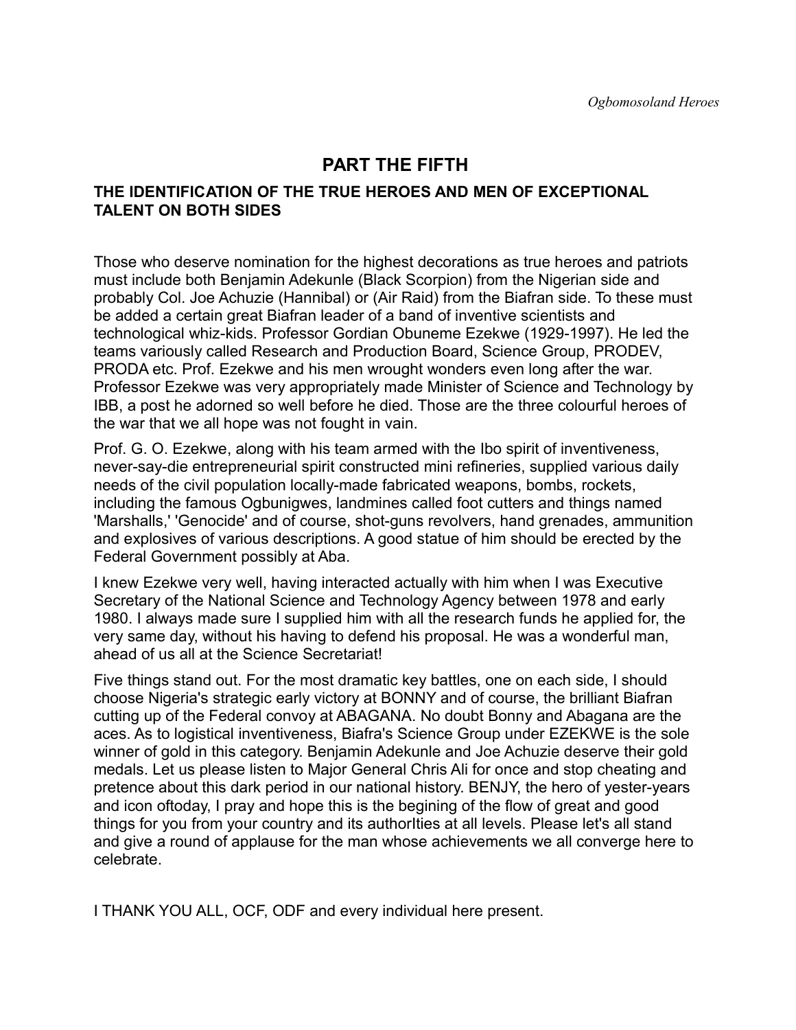## PART THE FIFTH

### THE IDENTIFICATION OF THE TRUE HEROES AND MEN OF EXCEPTIONAL TALENT ON BOTH SIDES

Those who deserve nomination for the highest decorations as true heroes and patriots must include both Benjamin Adekunle (Black Scorpion) from the Nigerian side and probably Col. Joe Achuzie (Hannibal) or (Air Raid) from the Biafran side. To these must be added a certain great Biafran leader of a band of inventive scientists and technological whiz-kids. Professor Gordian Obuneme Ezekwe (1929-1997). He led the teams variously called Research and Production Board, Science Group, PRODEV, PRODA etc. Prof. Ezekwe and his men wrought wonders even long after the war. Professor Ezekwe was very appropriately made Minister of Science and Technology by IBB, a post he adorned so well before he died. Those are the three colourful heroes of the war that we all hope was not fought in vain.

Prof. G. O. Ezekwe, along with his team armed with the Ibo spirit of inventiveness, never-say-die entrepreneurial spirit constructed mini refineries, supplied various daily needs of the civil population locally-made fabricated weapons, bombs, rockets, including the famous Ogbunigwes, landmines called foot cutters and things named 'Marshalls,' 'Genocide' and of course, shot-guns revolvers, hand grenades, ammunition and explosives of various descriptions. A good statue of him should be erected by the Federal Government possibly at Aba.

I knew Ezekwe very well, having interacted actually with him when I was Executive Secretary of the National Science and Technology Agency between 1978 and early 1980. I always made sure I supplied him with all the research funds he applied for, the very same day, without his having to defend his proposal. He was a wonderful man, ahead of us all at the Science Secretariat!

Five things stand out. For the most dramatic key battles, one on each side, I should choose Nigeria's strategic early victory at BONNY and of course, the brilliant Biafran cutting up of the Federal convoy at ABAGANA. No doubt Bonny and Abagana are the aces. As to logistical inventiveness, Biafra's Science Group under EZEKWE is the sole winner of gold in this category. Benjamin Adekunle and Joe Achuzie deserve their gold medals. Let us please listen to Major General Chris Ali for once and stop cheating and pretence about this dark period in our national history. BENJY, the hero of yester-years and icon oftoday, I pray and hope this is the begining of the flow of great and good things for you from your country and its authorIties at all levels. Please let's all stand and give a round of applause for the man whose achievements we all converge here to celebrate.

I THANK YOU ALL, OCF, ODF and every individual here present.